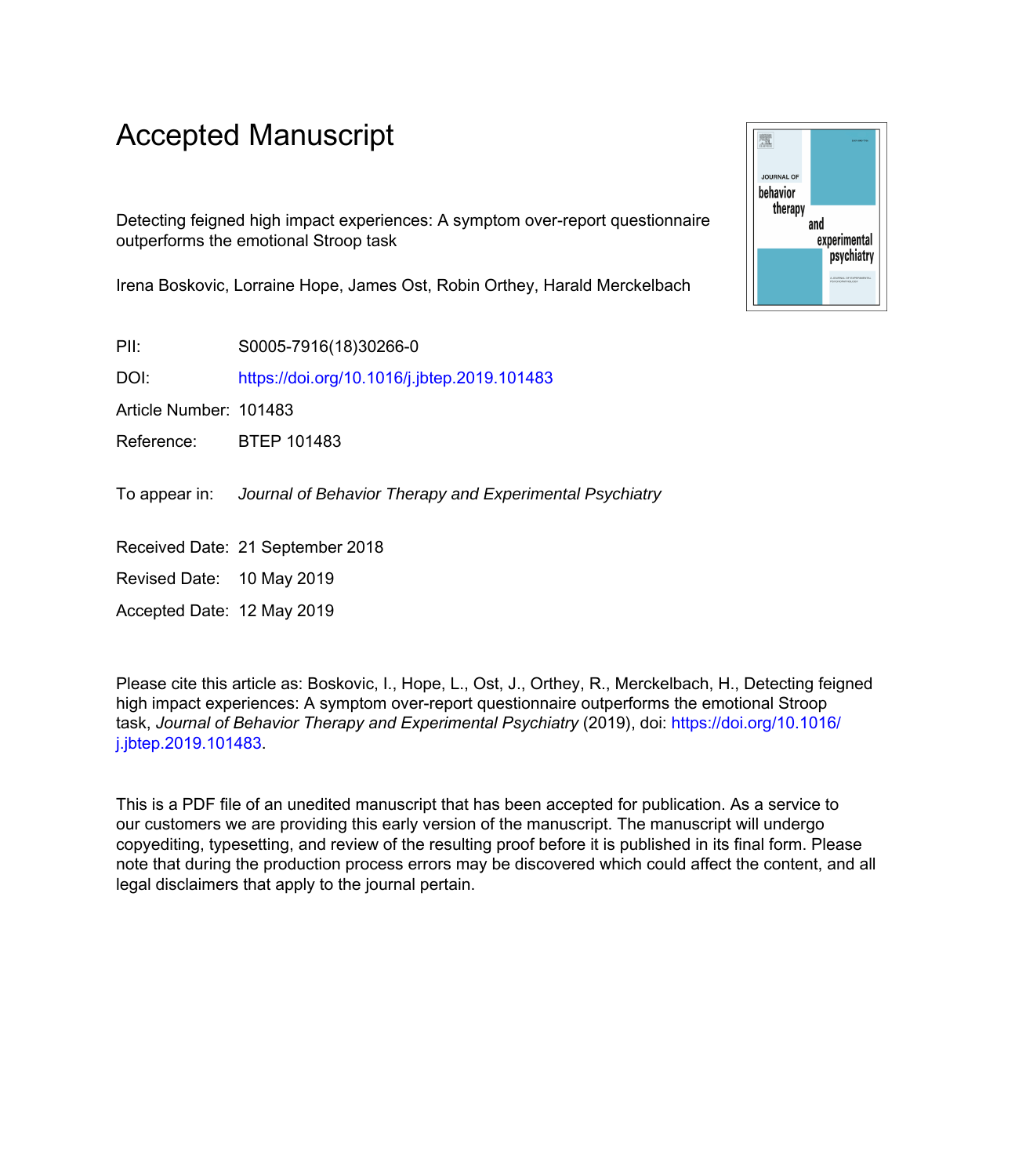# Accepted Manuscript

Detecting feigned high impact experiences: A symptom over-report questionnaire outperforms the emotional Stroop task

Irena Boskovic, Lorraine Hope, James Ost, Robin Orthey, Harald Merckelbach

PII: S0005-7916(18)30266-0

DOI: https://doi.org/10.1016/j.jbtep.2019.101483

Article Number: 101483

Reference: BTEP 101483

To appear in: *Journal of Behavior Therapy and Experimental Psychiatry*

Received Date: 21 September 2018

Revised Date: 10 May 2019

Accepted Date: 12 May 2019

Please cite this article as: Boskovic, I., Hope, L., Ost, J., Orthey, R., Merckelbach, H., Detecting feigned high impact experiences: A symptom over-report questionnaire outperforms the emotional Stroop task, *Journal of Behavior Therapy and Experimental Psychiatry* (2019), doi: https://doi.org/10.1016/j.jbtep.2019.101483.

This is a PDF file of an unedited manuscript that has been accepted for publication. As a service to our customers we are providing this early version of the manuscript. The manuscript will undergo copyediting, typesetting, and review of the resulting proof before it is published in its final form. Please note that during the production process errors may be discovered which could affect the content, and all legal disclaimers that apply to the journal pertain.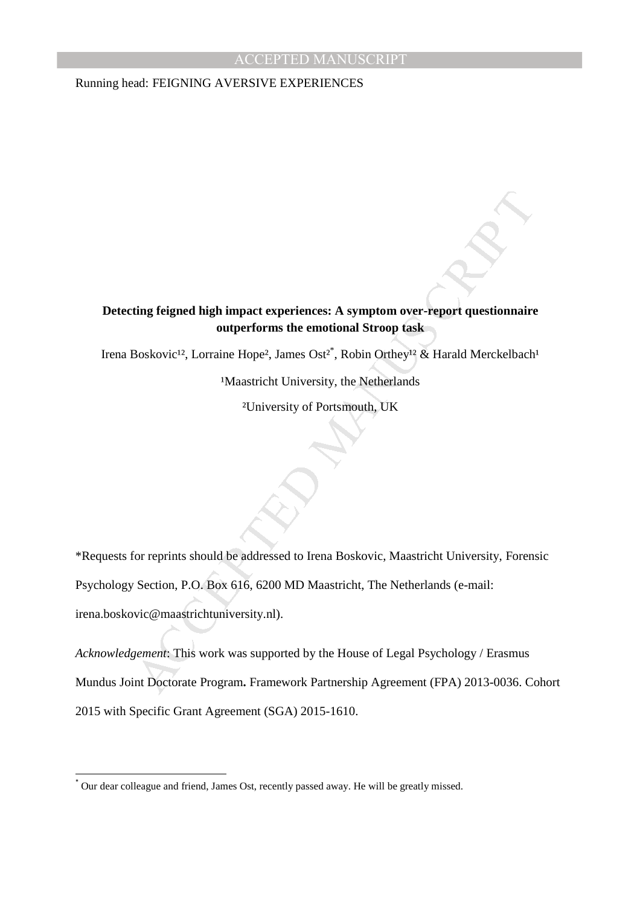Running head: FEIGNING AVERSIVE EXPERIENCES

**Detecting feigned high impact experiences: A symptom over-report questionnaire outperforms the emotional Stroop task**

Irena Boskovic[1,2], Lorraine Hope[2], James Ost[2*], Robin Orthey[1,2] & Harald Merckelbach[1]

[1]Maastricht University, the Netherlands

[2]University of Portsmouth, UK

*Requests for reprints should be addressed to Irena Boskovic, Maastricht University, Forensic Psychology Section, P.O. Box 616, 6200 MD Maastricht, The Netherlands (e-mail: irena.boskovic@maastrichtuniversity.nl).

*Acknowledgement*: This work was supported by the House of Legal Psychology / Erasmus Mundus Joint Doctorate Program**.** Framework Partnership Agreement (FPA) 2013-0036. Cohort 2015 with Specific Grant Agreement (SGA) 2015-1610.

[*] Our dear colleague and friend, James Ost, recently passed away. He will be greatly missed.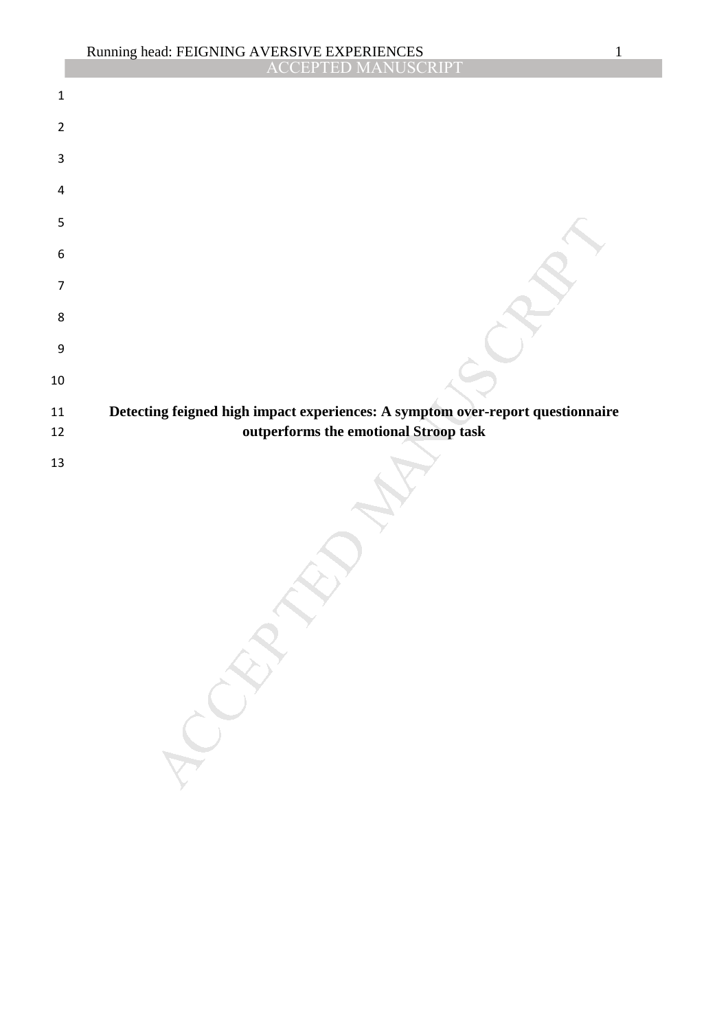# Detecting feigned high impact experiences: A symptom over-report questionnaire outperforms the emotional Stroop task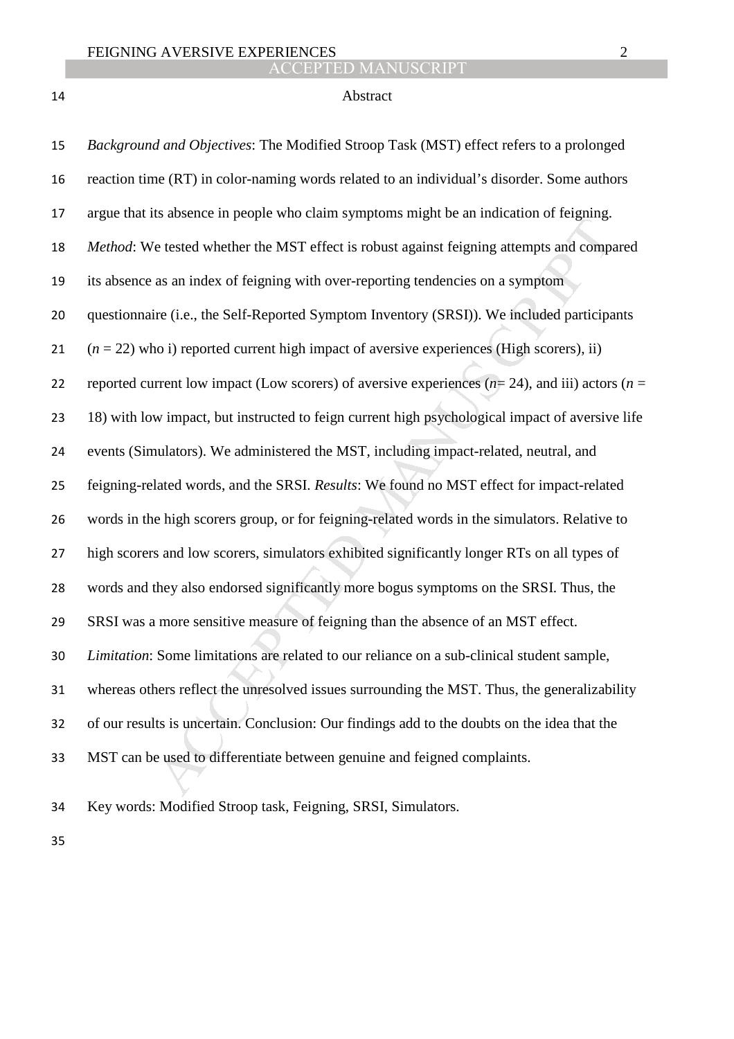## Abstract

*Background and Objectives*: The Modified Stroop Task (MST) effect refers to a prolonged reaction time (RT) in color-naming words related to an individual's disorder. Some authors argue that its absence in people who claim symptoms might be an indication of feigning. *Method*: We tested whether the MST effect is robust against feigning attempts and compared its absence as an index of feigning with over-reporting tendencies on a symptom questionnaire (i.e., the Self-Reported Symptom Inventory (SRSI)). We included participants ($n$ = 22) who i) reported current high impact of aversive experiences (High scorers), ii) reported current low impact (Low scorers) of aversive experiences ($n$= 24), and iii) actors ($n$ = 18) with low impact, but instructed to feign current high psychological impact of aversive life events (Simulators). We administered the MST, including impact-related, neutral, and feigning-related words, and the SRSI. *Results*: We found no MST effect for impact-related words in the high scorers group, or for feigning-related words in the simulators. Relative to high scorers and low scorers, simulators exhibited significantly longer RTs on all types of words and they also endorsed significantly more bogus symptoms on the SRSI. Thus, the SRSI was a more sensitive measure of feigning than the absence of an MST effect. *Limitation*: Some limitations are related to our reliance on a sub-clinical student sample, whereas others reflect the unresolved issues surrounding the MST. Thus, the generalizability of our results is uncertain. Conclusion: Our findings add to the doubts on the idea that the MST can be used to differentiate between genuine and feigned complaints.

Key words: Modified Stroop task, Feigning, SRSI, Simulators.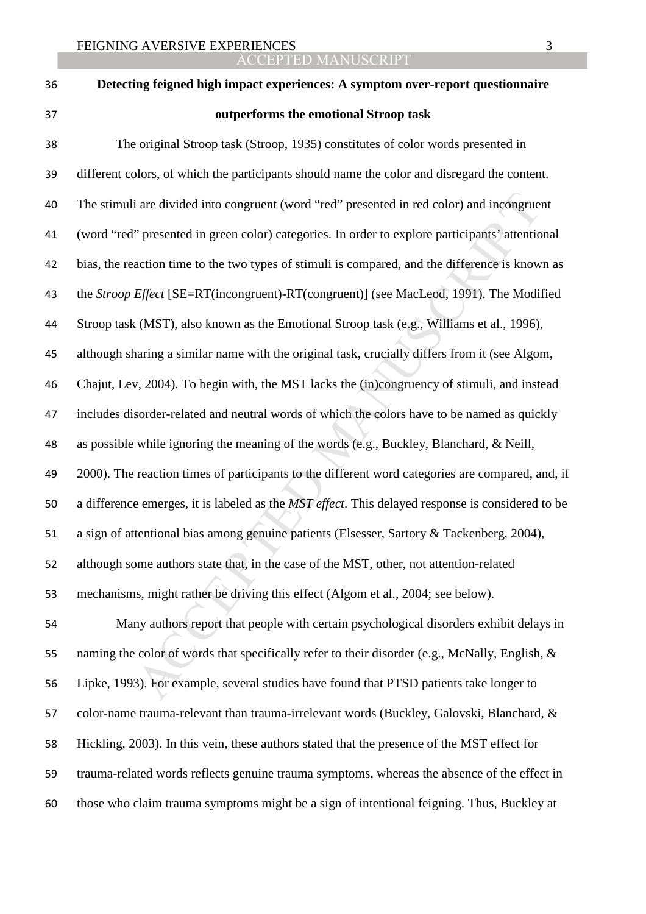**Detecting feigned high impact experiences: A symptom over-report questionnaire outperforms the emotional Stroop task**

The original Stroop task (Stroop, 1935) constitutes of color words presented in different colors, of which the participants should name the color and disregard the content. The stimuli are divided into congruent (word "red" presented in red color) and incongruent (word "red" presented in green color) categories. In order to explore participants' attentional bias, the reaction time to the two types of stimuli is compared, and the difference is known as the *Stroop Effect* [SE=RT(incongruent)-RT(congruent)] (see MacLeod, 1991). The Modified Stroop task (MST), also known as the Emotional Stroop task (e.g., Williams et al., 1996), although sharing a similar name with the original task, crucially differs from it (see Algom, Chajut, Lev, 2004). To begin with, the MST lacks the (in)congruency of stimuli, and instead includes disorder-related and neutral words of which the colors have to be named as quickly as possible while ignoring the meaning of the words (e.g., Buckley, Blanchard, & Neill, 2000). The reaction times of participants to the different word categories are compared, and, if a difference emerges, it is labeled as the *MST effect*. This delayed response is considered to be a sign of attentional bias among genuine patients (Elsesser, Sartory & Tackenberg, 2004), although some authors state that, in the case of the MST, other, not attention-related mechanisms, might rather be driving this effect (Algom et al., 2004; see below).

Many authors report that people with certain psychological disorders exhibit delays in naming the color of words that specifically refer to their disorder (e.g., McNally, English, & Lipke, 1993). For example, several studies have found that PTSD patients take longer to color-name trauma-relevant than trauma-irrelevant words (Buckley, Galovski, Blanchard, & Hickling, 2003). In this vein, these authors stated that the presence of the MST effect for trauma-related words reflects genuine trauma symptoms, whereas the absence of the effect in those who claim trauma symptoms might be a sign of intentional feigning. Thus, Buckley at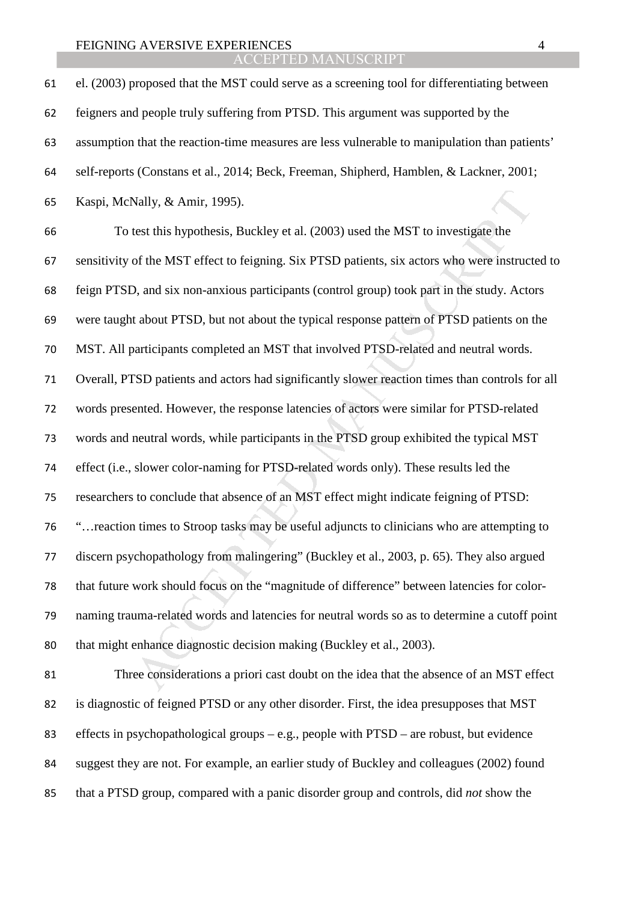el. (2003) proposed that the MST could serve as a screening tool for differentiating between feigners and people truly suffering from PTSD. This argument was supported by the assumption that the reaction-time measures are less vulnerable to manipulation than patients' self-reports (Constans et al., 2014; Beck, Freeman, Shipherd, Hamblen, & Lackner, 2001; Kaspi, McNally, & Amir, 1995).

To test this hypothesis, Buckley et al. (2003) used the MST to investigate the sensitivity of the MST effect to feigning. Six PTSD patients, six actors who were instructed to feign PTSD, and six non-anxious participants (control group) took part in the study. Actors were taught about PTSD, but not about the typical response pattern of PTSD patients on the MST. All participants completed an MST that involved PTSD-related and neutral words. Overall, PTSD patients and actors had significantly slower reaction times than controls for all words presented. However, the response latencies of actors were similar for PTSD-related words and neutral words, while participants in the PTSD group exhibited the typical MST effect (i.e., slower color-naming for PTSD-related words only). These results led the researchers to conclude that absence of an MST effect might indicate feigning of PTSD: "…reaction times to Stroop tasks may be useful adjuncts to clinicians who are attempting to discern psychopathology from malingering" (Buckley et al., 2003, p. 65). They also argued that future work should focus on the "magnitude of difference" between latencies for color-naming trauma-related words and latencies for neutral words so as to determine a cutoff point that might enhance diagnostic decision making (Buckley et al., 2003).

Three considerations a priori cast doubt on the idea that the absence of an MST effect is diagnostic of feigned PTSD or any other disorder. First, the idea presupposes that MST effects in psychopathological groups – e.g., people with PTSD – are robust, but evidence suggest they are not. For example, an earlier study of Buckley and colleagues (2002) found that a PTSD group, compared with a panic disorder group and controls, did *not* show the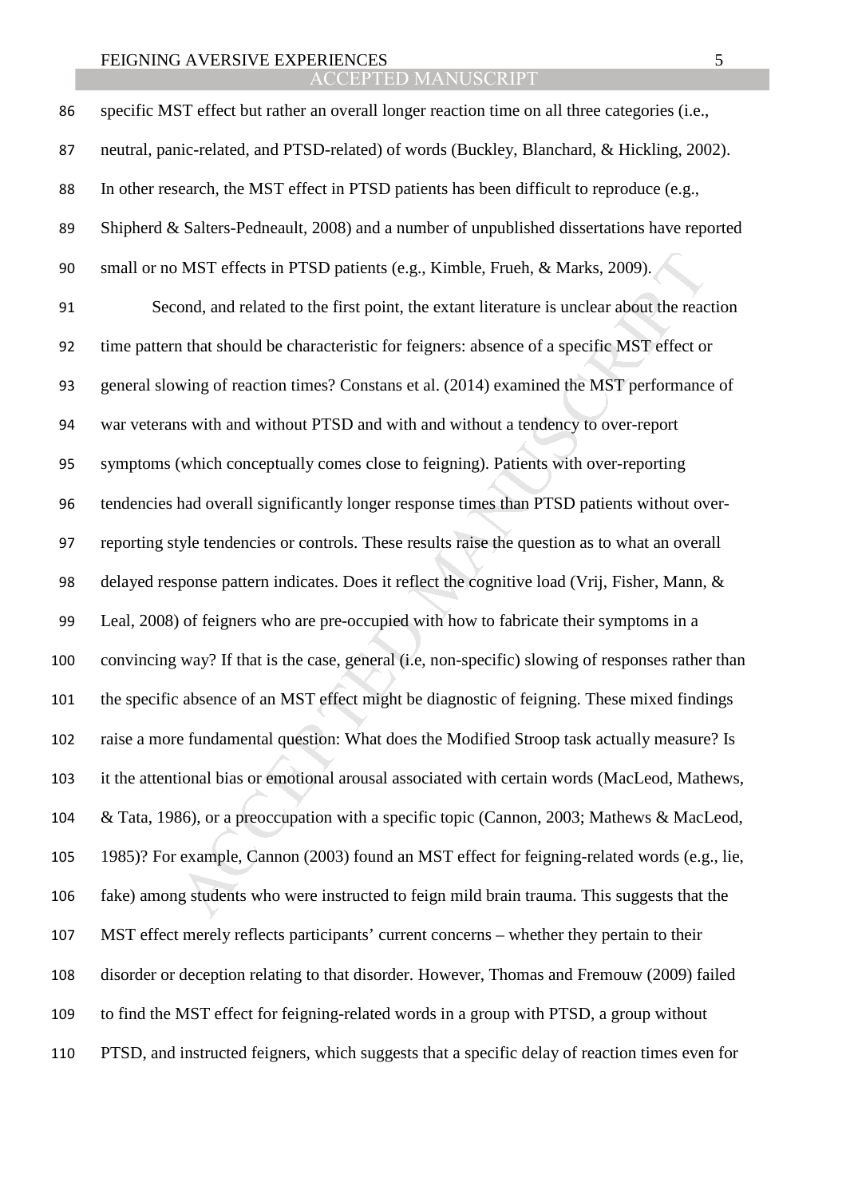specific MST effect but rather an overall longer reaction time on all three categories (i.e., neutral, panic-related, and PTSD-related) of words (Buckley, Blanchard, & Hickling, 2002). In other research, the MST effect in PTSD patients has been difficult to reproduce (e.g., Shipherd & Salters-Pedneault, 2008) and a number of unpublished dissertations have reported small or no MST effects in PTSD patients (e.g., Kimble, Frueh, & Marks, 2009).

Second, and related to the first point, the extant literature is unclear about the reaction time pattern that should be characteristic for feigners: absence of a specific MST effect or general slowing of reaction times? Constans et al. (2014) examined the MST performance of war veterans with and without PTSD and with and without a tendency to over-report symptoms (which conceptually comes close to feigning). Patients with over-reporting tendencies had overall significantly longer response times than PTSD patients without over-reporting style tendencies or controls. These results raise the question as to what an overall delayed response pattern indicates. Does it reflect the cognitive load (Vrij, Fisher, Mann, & Leal, 2008) of feigners who are pre-occupied with how to fabricate their symptoms in a convincing way? If that is the case, general (i.e, non-specific) slowing of responses rather than the specific absence of an MST effect might be diagnostic of feigning. These mixed findings raise a more fundamental question: What does the Modified Stroop task actually measure? Is it the attentional bias or emotional arousal associated with certain words (MacLeod, Mathews, & Tata, 1986), or a preoccupation with a specific topic (Cannon, 2003; Mathews & MacLeod, 1985)? For example, Cannon (2003) found an MST effect for feigning-related words (e.g., lie, fake) among students who were instructed to feign mild brain trauma. This suggests that the MST effect merely reflects participants' current concerns – whether they pertain to their disorder or deception relating to that disorder. However, Thomas and Fremouw (2009) failed to find the MST effect for feigning-related words in a group with PTSD, a group without PTSD, and instructed feigners, which suggests that a specific delay of reaction times even for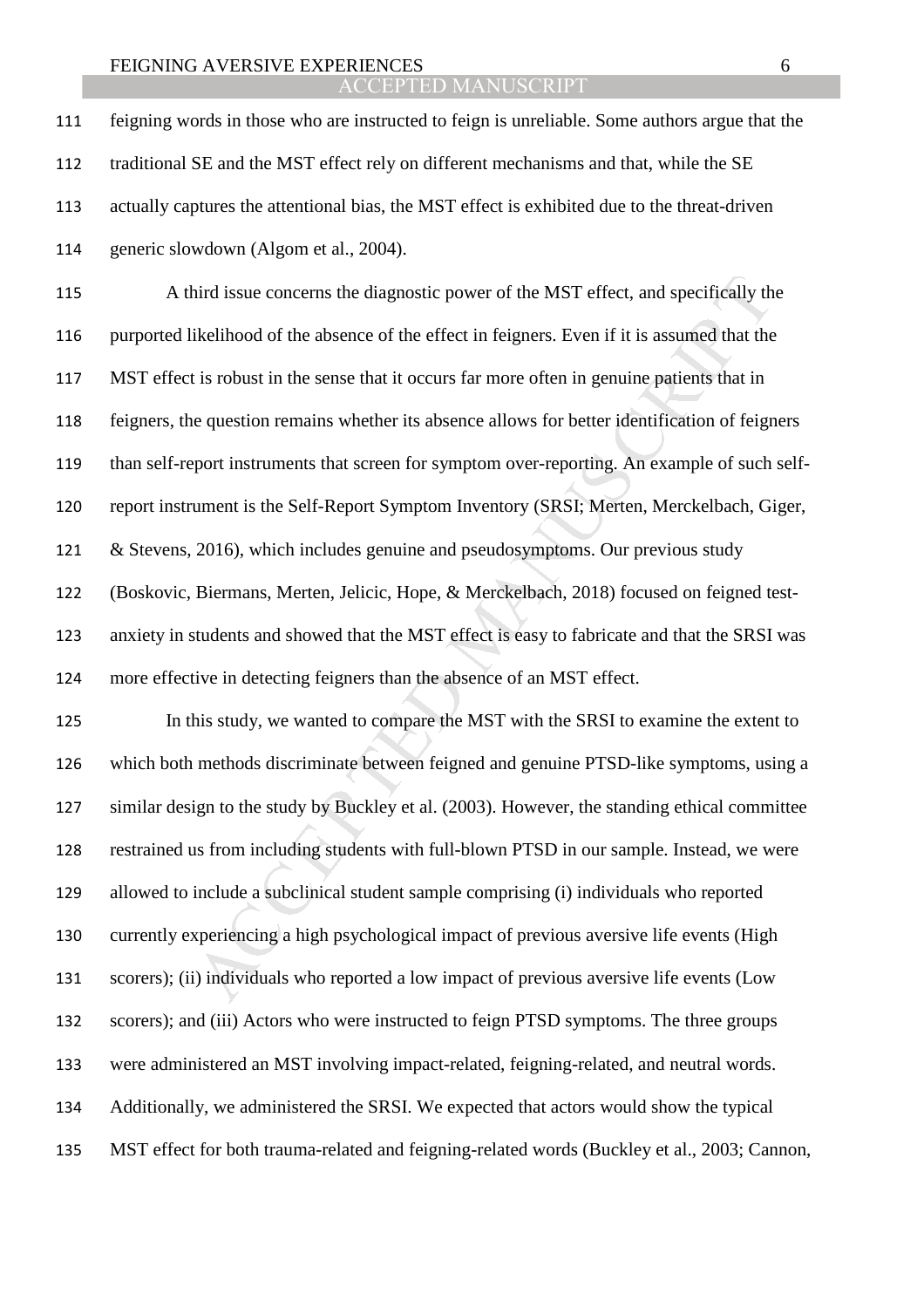feigning words in those who are instructed to feign is unreliable. Some authors argue that the traditional SE and the MST effect rely on different mechanisms and that, while the SE actually captures the attentional bias, the MST effect is exhibited due to the threat-driven generic slowdown (Algom et al., 2004).

A third issue concerns the diagnostic power of the MST effect, and specifically the purported likelihood of the absence of the effect in feigners. Even if it is assumed that the MST effect is robust in the sense that it occurs far more often in genuine patients that in feigners, the question remains whether its absence allows for better identification of feigners than self-report instruments that screen for symptom over-reporting. An example of such self-report instrument is the Self-Report Symptom Inventory (SRSI; Merten, Merckelbach, Giger, & Stevens, 2016), which includes genuine and pseudosymptoms. Our previous study (Boskovic, Biermans, Merten, Jelicic, Hope, & Merckelbach, 2018) focused on feigned test-anxiety in students and showed that the MST effect is easy to fabricate and that the SRSI was more effective in detecting feigners than the absence of an MST effect.

In this study, we wanted to compare the MST with the SRSI to examine the extent to which both methods discriminate between feigned and genuine PTSD-like symptoms, using a similar design to the study by Buckley et al. (2003). However, the standing ethical committee restrained us from including students with full-blown PTSD in our sample. Instead, we were allowed to include a subclinical student sample comprising (i) individuals who reported currently experiencing a high psychological impact of previous aversive life events (High scorers); (ii) individuals who reported a low impact of previous aversive life events (Low scorers); and (iii) Actors who were instructed to feign PTSD symptoms. The three groups were administered an MST involving impact-related, feigning-related, and neutral words. Additionally, we administered the SRSI. We expected that actors would show the typical MST effect for both trauma-related and feigning-related words (Buckley et al., 2003; Cannon,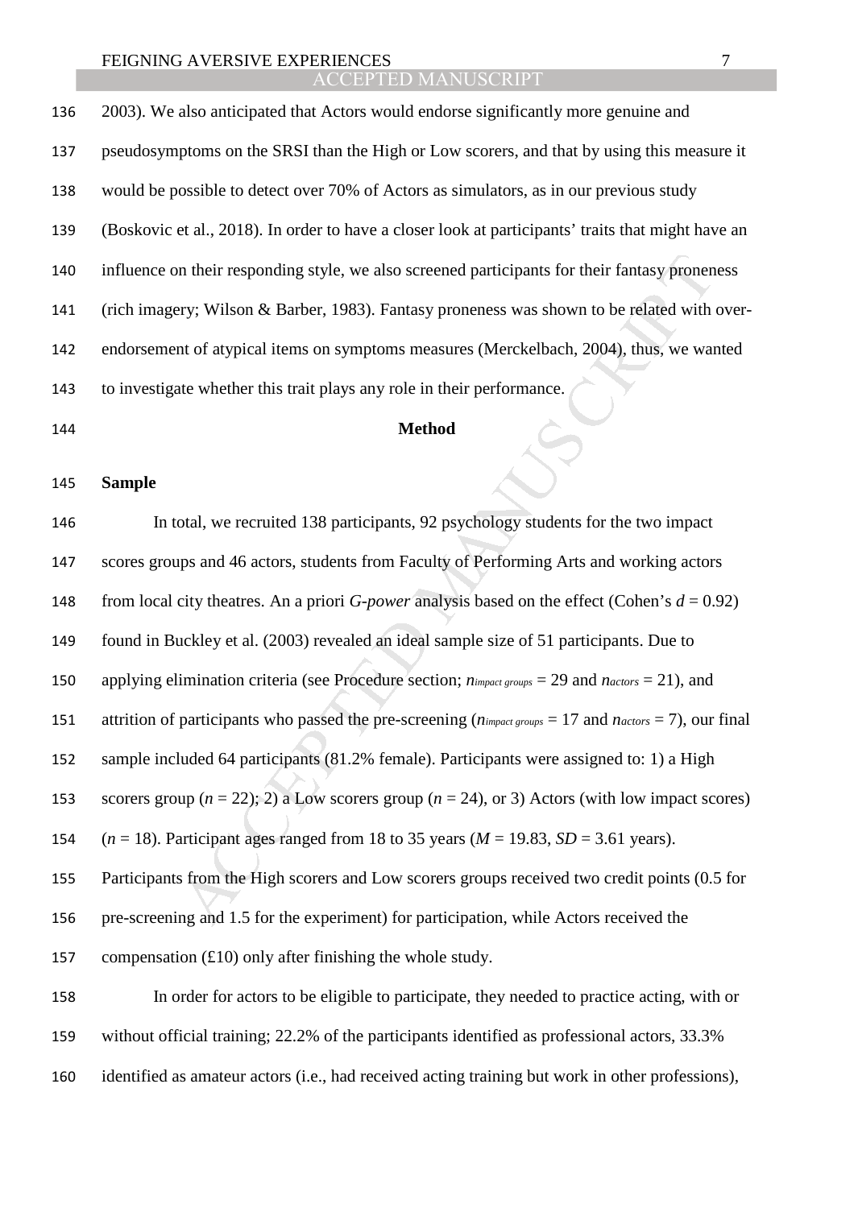2003). We also anticipated that Actors would endorse significantly more genuine and pseudosymptoms on the SRSI than the High or Low scorers, and that by using this measure it would be possible to detect over 70% of Actors as simulators, as in our previous study (Boskovic et al., 2018). In order to have a closer look at participants' traits that might have an influence on their responding style, we also screened participants for their fantasy proneness (rich imagery; Wilson & Barber, 1983). Fantasy proneness was shown to be related with over-endorsement of atypical items on symptoms measures (Merckelbach, 2004), thus, we wanted to investigate whether this trait plays any role in their performance.

## Method

### Sample

In total, we recruited 138 participants, 92 psychology students for the two impact scores groups and 46 actors, students from Faculty of Performing Arts and working actors from local city theatres. An a priori *G-power* analysis based on the effect (Cohen's $d = 0.92$) found in Buckley et al. (2003) revealed an ideal sample size of 51 participants. Due to applying elimination criteria (see Procedure section; $n_{impact\ groups} = 29$ and $n_{actors} = 21$), and attrition of participants who passed the pre-screening ($n_{impact\ groups} = 17$ and $n_{actors} = 7$), our final sample included 64 participants (81.2% female). Participants were assigned to: 1) a High scorers group ($n = 22$); 2) a Low scorers group ($n = 24$), or 3) Actors (with low impact scores) ($n = 18$). Participant ages ranged from 18 to 35 years ($M = 19.83$, $SD = 3.61$ years). Participants from the High scorers and Low scorers groups received two credit points (0.5 for pre-screening and 1.5 for the experiment) for participation, while Actors received the compensation (£10) only after finishing the whole study.

In order for actors to be eligible to participate, they needed to practice acting, with or without official training; 22.2% of the participants identified as professional actors, 33.3% identified as amateur actors (i.e., had received acting training but work in other professions),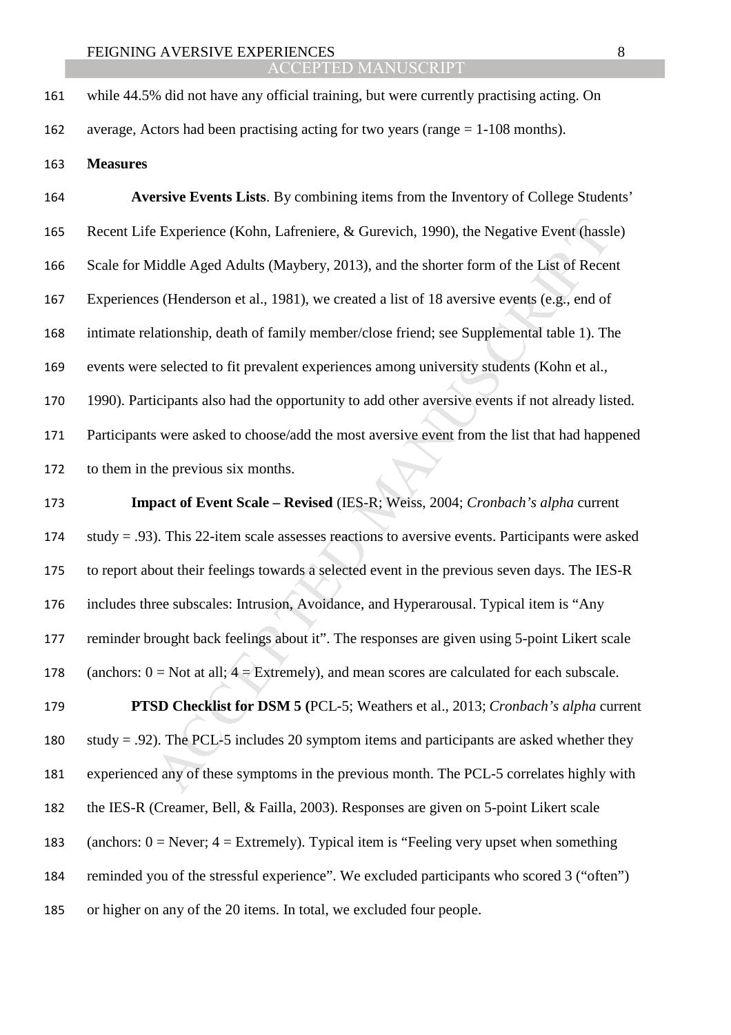while 44.5% did not have any official training, but were currently practising acting. On average, Actors had been practising acting for two years (range = 1-108 months).

**Measures**

**Aversive Events Lists**. By combining items from the Inventory of College Students' Recent Life Experience (Kohn, Lafreniere, & Gurevich, 1990), the Negative Event (hassle) Scale for Middle Aged Adults (Maybery, 2013), and the shorter form of the List of Recent Experiences (Henderson et al., 1981), we created a list of 18 aversive events (e.g., end of intimate relationship, death of family member/close friend; see Supplemental table 1). The events were selected to fit prevalent experiences among university students (Kohn et al., 1990). Participants also had the opportunity to add other aversive events if not already listed. Participants were asked to choose/add the most aversive event from the list that had happened to them in the previous six months.

**Impact of Event Scale – Revised** (IES-R; Weiss, 2004; *Cronbach's alpha* current study = .93). This 22-item scale assesses reactions to aversive events. Participants were asked to report about their feelings towards a selected event in the previous seven days. The IES-R includes three subscales: Intrusion, Avoidance, and Hyperarousal. Typical item is "Any reminder brought back feelings about it". The responses are given using 5-point Likert scale (anchors: 0 = Not at all; 4 = Extremely), and mean scores are calculated for each subscale.

**PTSD Checklist for DSM 5 (**PCL-5; Weathers et al., 2013; *Cronbach's alpha* current study = .92). The PCL-5 includes 20 symptom items and participants are asked whether they experienced any of these symptoms in the previous month. The PCL-5 correlates highly with the IES-R (Creamer, Bell, & Failla, 2003). Responses are given on 5-point Likert scale (anchors: 0 = Never; 4 = Extremely). Typical item is "Feeling very upset when something reminded you of the stressful experience". We excluded participants who scored 3 ("often") or higher on any of the 20 items. In total, we excluded four people.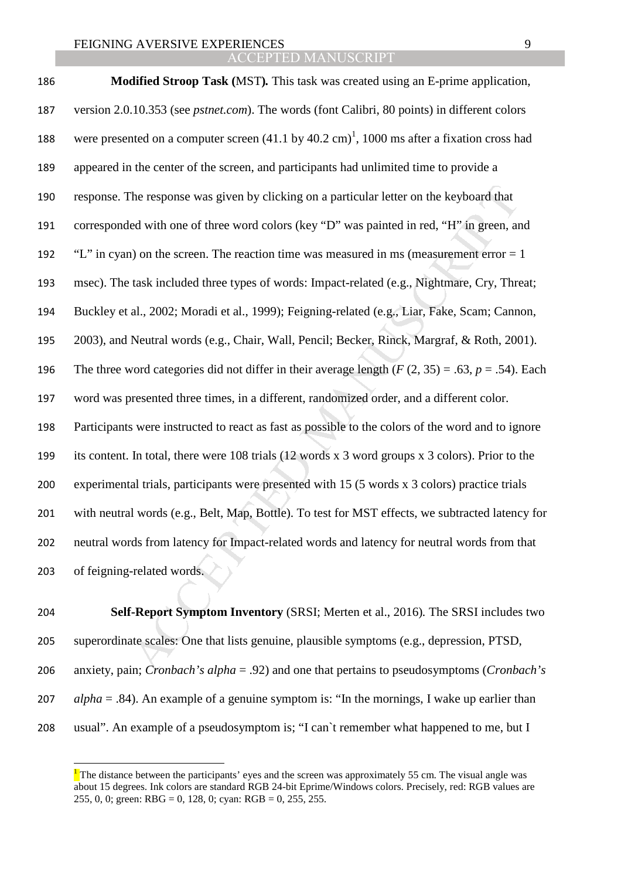**Modified Stroop Task (**MST**)*.*** This task was created using an E-prime application, version 2.0.10.353 (see *pstnet.com*). The words (font Calibri, 80 points) in different colors were presented on a computer screen (41.1 by 40.2 cm)[1], 1000 ms after a fixation cross had appeared in the center of the screen, and participants had unlimited time to provide a response. The response was given by clicking on a particular letter on the keyboard that corresponded with one of three word colors (key "D" was painted in red, "H" in green, and "L" in cyan) on the screen. The reaction time was measured in ms (measurement error = 1 msec). The task included three types of words: Impact-related (e.g., Nightmare, Cry, Threat; Buckley et al., 2002; Moradi et al., 1999); Feigning-related (e.g., Liar, Fake, Scam; Cannon, 2003), and Neutral words (e.g., Chair, Wall, Pencil; Becker, Rinck, Margraf, & Roth, 2001). The three word categories did not differ in their average length ($F$ (2, 35) = .63, $p$ = .54). Each word was presented three times, in a different, randomized order, and a different color. Participants were instructed to react as fast as possible to the colors of the word and to ignore its content. In total, there were 108 trials (12 words x 3 word groups x 3 colors). Prior to the experimental trials, participants were presented with 15 (5 words x 3 colors) practice trials with neutral words (e.g., Belt, Map, Bottle). To test for MST effects, we subtracted latency for neutral words from latency for Impact-related words and latency for neutral words from that of feigning-related words.

**Self-Report Symptom Inventory** (SRSI; Merten et al., 2016)*.* The SRSI includes two superordinate scales: One that lists genuine, plausible symptoms (e.g., depression, PTSD, anxiety, pain; *Cronbach's alpha* = .92) and one that pertains to pseudosymptoms (*Cronbach's alpha* = .84). An example of a genuine symptom is: "In the mornings, I wake up earlier than usual". An example of a pseudosymptom is; "I can`t remember what happened to me, but I

[1] The distance between the participants' eyes and the screen was approximately 55 cm. The visual angle was about 15 degrees. Ink colors are standard RGB 24-bit Eprime/Windows colors. Precisely, red: RGB values are 255, 0, 0; green: RBG = 0, 128, 0; cyan: RGB = 0, 255, 255.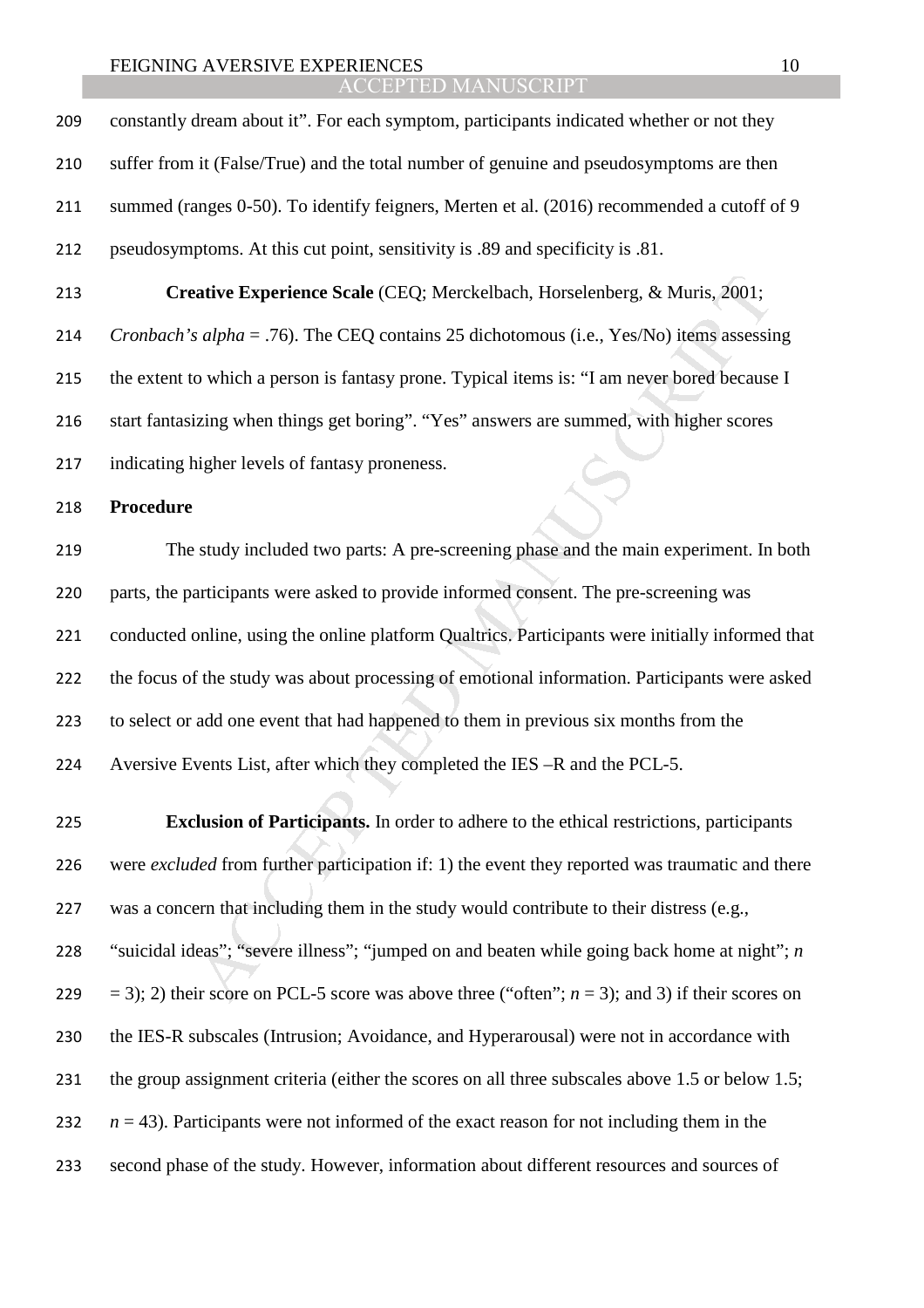constantly dream about it". For each symptom, participants indicated whether or not they suffer from it (False/True) and the total number of genuine and pseudosymptoms are then summed (ranges 0-50). To identify feigners, Merten et al. (2016) recommended a cutoff of 9 pseudosymptoms. At this cut point, sensitivity is .89 and specificity is .81.

**Creative Experience Scale** (CEQ; Merckelbach, Horselenberg, & Muris, 2001; *Cronbach's alpha* = .76). The CEQ contains 25 dichotomous (i.e., Yes/No) items assessing the extent to which a person is fantasy prone. Typical items is: "I am never bored because I start fantasizing when things get boring". "Yes" answers are summed, with higher scores indicating higher levels of fantasy proneness.

## Procedure

The study included two parts: A pre-screening phase and the main experiment. In both parts, the participants were asked to provide informed consent. The pre-screening was conducted online, using the online platform Qualtrics. Participants were initially informed that the focus of the study was about processing of emotional information. Participants were asked to select or add one event that had happened to them in previous six months from the Aversive Events List, after which they completed the IES –R and the PCL-5.

**Exclusion of Participants.** In order to adhere to the ethical restrictions, participants were *excluded* from further participation if: 1) the event they reported was traumatic and there was a concern that including them in the study would contribute to their distress (e.g., "suicidal ideas"; "severe illness"; "jumped on and beaten while going back home at night"; $n = 3$); 2) their score on PCL-5 score was above three ("often"; $n = 3$); and 3) if their scores on the IES-R subscales (Intrusion; Avoidance, and Hyperarousal) were not in accordance with the group assignment criteria (either the scores on all three subscales above 1.5 or below 1.5; $n = 43$). Participants were not informed of the exact reason for not including them in the second phase of the study. However, information about different resources and sources of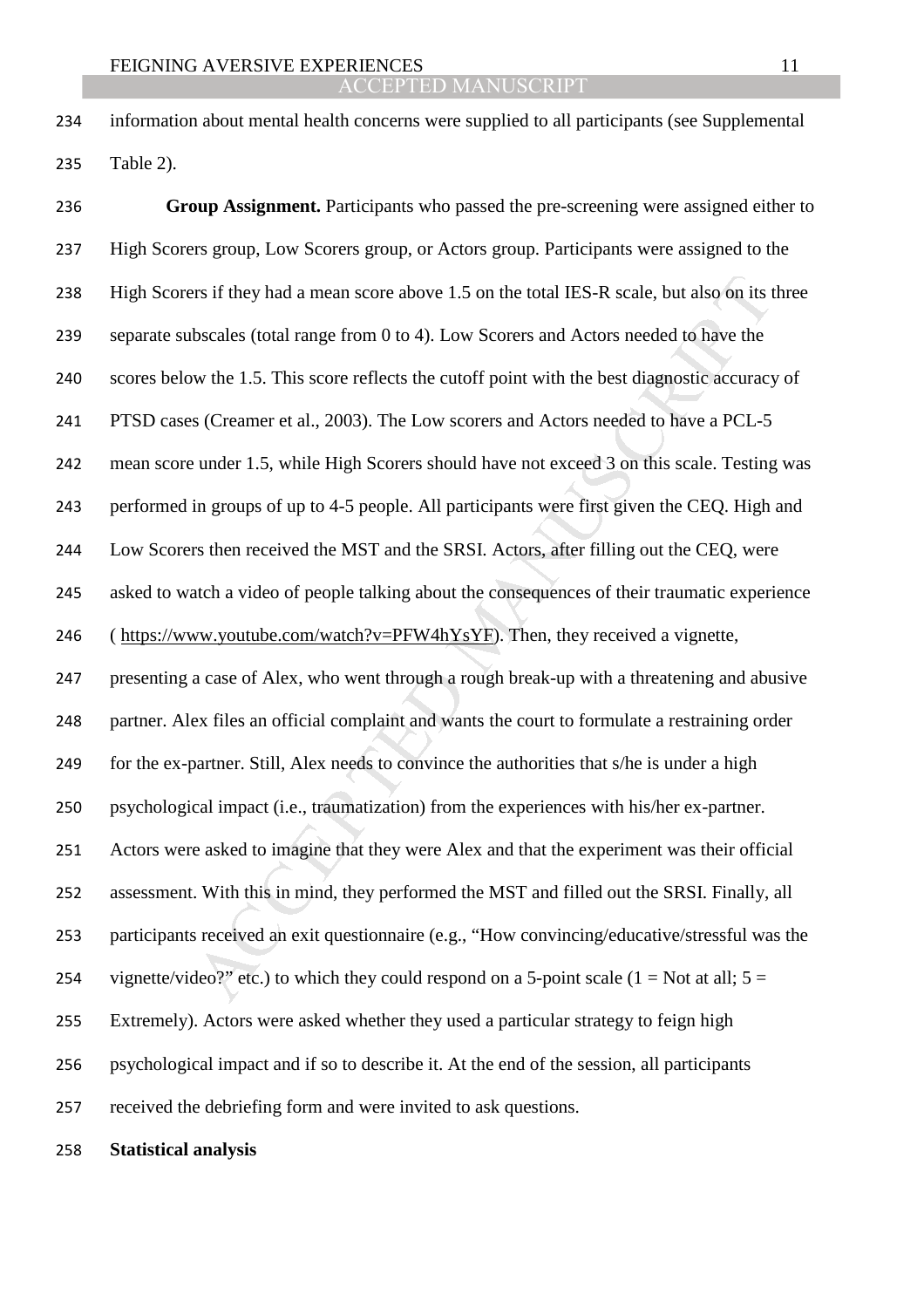information about mental health concerns were supplied to all participants (see Supplemental Table 2).

**Group Assignment.** Participants who passed the pre-screening were assigned either to High Scorers group, Low Scorers group, or Actors group. Participants were assigned to the High Scorers if they had a mean score above 1.5 on the total IES-R scale, but also on its three separate subscales (total range from 0 to 4). Low Scorers and Actors needed to have the scores below the 1.5. This score reflects the cutoff point with the best diagnostic accuracy of PTSD cases (Creamer et al., 2003). The Low scorers and Actors needed to have a PCL-5 mean score under 1.5, while High Scorers should have not exceed 3 on this scale. Testing was performed in groups of up to 4-5 people. All participants were first given the CEQ. High and Low Scorers then received the MST and the SRSI. Actors, after filling out the CEQ, were asked to watch a video of people talking about the consequences of their traumatic experience ( https://www.youtube.com/watch?v=PFW4hYsYF). Then, they received a vignette, presenting a case of Alex, who went through a rough break-up with a threatening and abusive partner. Alex files an official complaint and wants the court to formulate a restraining order for the ex-partner. Still, Alex needs to convince the authorities that s/he is under a high psychological impact (i.e., traumatization) from the experiences with his/her ex-partner. Actors were asked to imagine that they were Alex and that the experiment was their official assessment. With this in mind, they performed the MST and filled out the SRSI. Finally, all participants received an exit questionnaire (e.g., "How convincing/educative/stressful was the vignette/video?" etc.) to which they could respond on a 5-point scale (1 = Not at all; 5 = Extremely). Actors were asked whether they used a particular strategy to feign high psychological impact and if so to describe it. At the end of the session, all participants received the debriefing form and were invited to ask questions.

**Statistical analysis**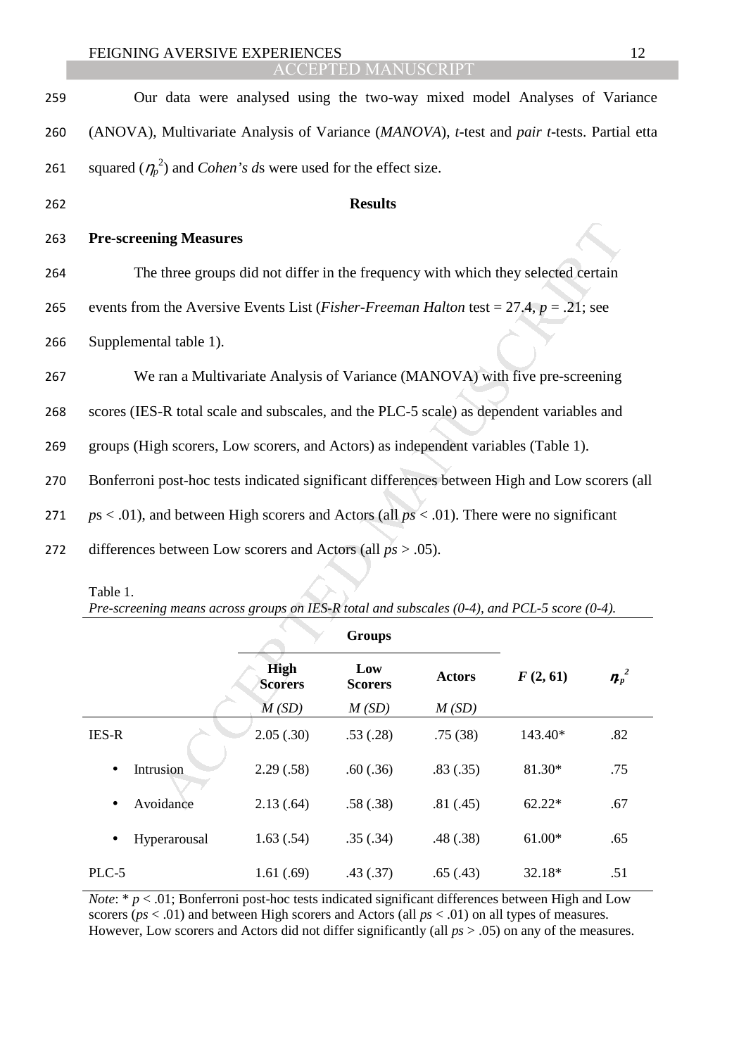Our data were analysed using the two-way mixed model Analyses of Variance (ANOVA), Multivariate Analysis of Variance (*MANOVA*), *t*-test and *pair t*-tests. Partial etta squared ($\eta_p^2$) and *Cohen's d*s were used for the effect size.

## Results

### Pre-screening Measures

The three groups did not differ in the frequency with which they selected certain events from the Aversive Events List (*Fisher-Freeman Halton* test = 27.4, $p = .21$; see Supplemental table 1).

We ran a Multivariate Analysis of Variance (MANOVA) with five pre-screening scores (IES-R total scale and subscales, and the PLC-5 scale) as dependent variables and groups (High scorers, Low scorers, and Actors) as independent variables (Table 1). Bonferroni post-hoc tests indicated significant differences between High and Low scorers (all $p$s < .01), and between High scorers and Actors (all $ps < .01$). There were no significant differences between Low scorers and Actors (all $ps > .05$).

Table 1.
*Pre-screening means across groups on IES-R total and subscales (0-4), and PCL-5 score (0-4).*

| | Groups | | | | |
|---|---|---|---|---|---|
| | **High Scorers** | **Low Scorers** | **Actors** | $F$ (2, 61) | $\eta_p^2$ |
| | *M (SD)* | *M (SD)* | *M (SD)* | | |
| IES-R | 2.05 (.30) | .53 (.28) | .75 (38) | 143.40* | .82 |
| • Intrusion | 2.29 (.58) | .60 (.36) | .83 (.35) | 81.30* | .75 |
| • Avoidance | 2.13 (.64) | .58 (.38) | .81 (.45) | 62.22* | .67 |
| • Hyperarousal | 1.63 (.54) | .35 (.34) | .48 (.38) | 61.00* | .65 |
| PLC-5 | 1.61 (.69) | .43 (.37) | .65 (.43) | 32.18* | .51 |

*Note*: * $p < .01$; Bonferroni post-hoc tests indicated significant differences between High and Low scorers ($ps < .01$) and between High scorers and Actors (all $ps < .01$) on all types of measures. However, Low scorers and Actors did not differ significantly (all $ps > .05$) on any of the measures.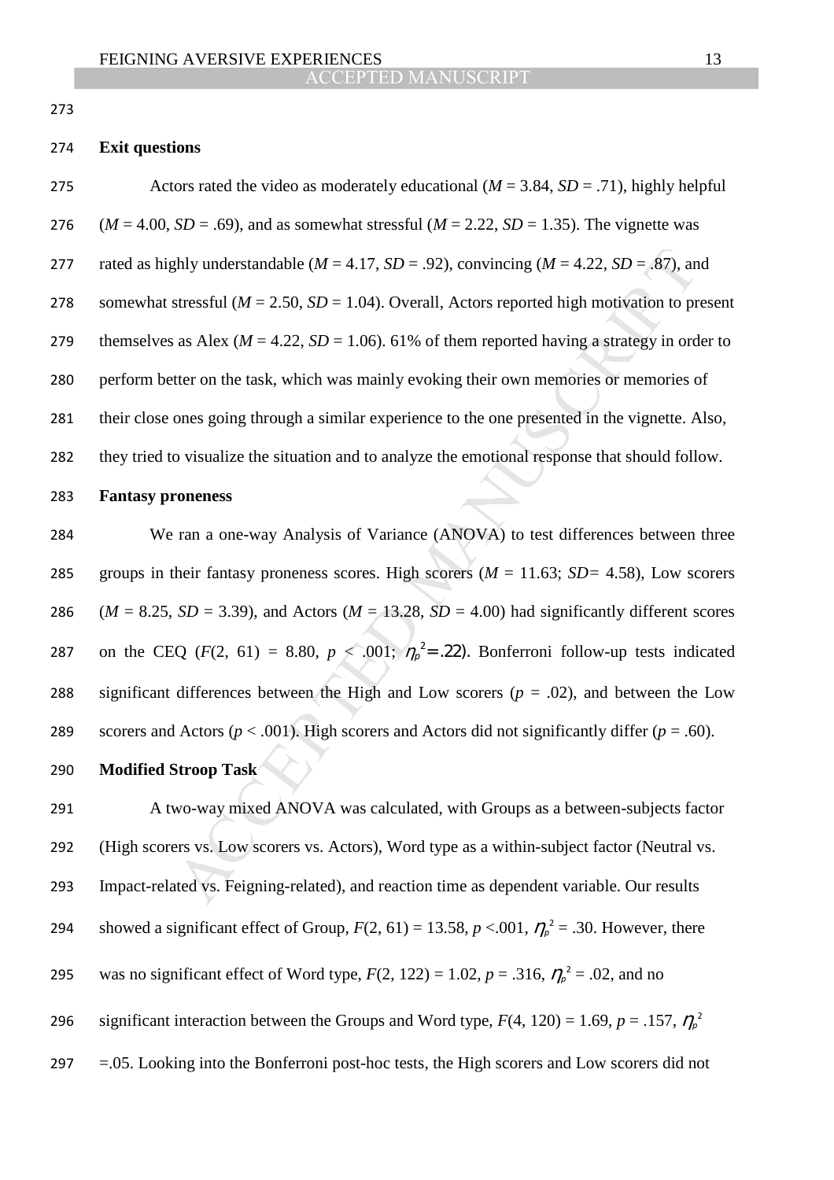**Exit questions**

Actors rated the video as moderately educational (*M* = 3.84, *SD* = .71), highly helpful (*M* = 4.00, *SD* = .69), and as somewhat stressful (*M* = 2.22, *SD* = 1.35). The vignette was rated as highly understandable (*M* = 4.17, *SD* = .92), convincing (*M* = 4.22, *SD* = .87), and somewhat stressful (*M* = 2.50, *SD* = 1.04). Overall, Actors reported high motivation to present themselves as Alex (*M* = 4.22, *SD* = 1.06). 61% of them reported having a strategy in order to perform better on the task, which was mainly evoking their own memories or memories of their close ones going through a similar experience to the one presented in the vignette. Also, they tried to visualize the situation and to analyze the emotional response that should follow.

**Fantasy proneness**

We ran a one-way Analysis of Variance (ANOVA) to test differences between three groups in their fantasy proneness scores. High scorers (*M* = 11.63; *SD*= 4.58), Low scorers (*M* = 8.25, *SD* = 3.39), and Actors (*M* = 13.28, *SD* = 4.00) had significantly different scores on the CEQ ($F(2, 61) = 8.80$, $p < .001$; $\eta_p^2 = .22$). Bonferroni follow-up tests indicated significant differences between the High and Low scorers ($p$ = .02), and between the Low scorers and Actors ($p < .001$). High scorers and Actors did not significantly differ ($p$ = .60).

**Modified Stroop Task**

A two-way mixed ANOVA was calculated, with Groups as a between-subjects factor (High scorers vs. Low scorers vs. Actors), Word type as a within-subject factor (Neutral vs. Impact-related vs. Feigning-related), and reaction time as dependent variable. Our results showed a significant effect of Group, $F(2, 61) = 13.58$, $p < .001$, $\eta_p^2 = .30$. However, there was no significant effect of Word type, $F(2, 122) = 1.02$, $p = .316$, $\eta_p^2 = .02$, and no significant interaction between the Groups and Word type, $F(4, 120) = 1.69$, $p = .157$, $\eta_p^2 = .05$. Looking into the Bonferroni post-hoc tests, the High scorers and Low scorers did not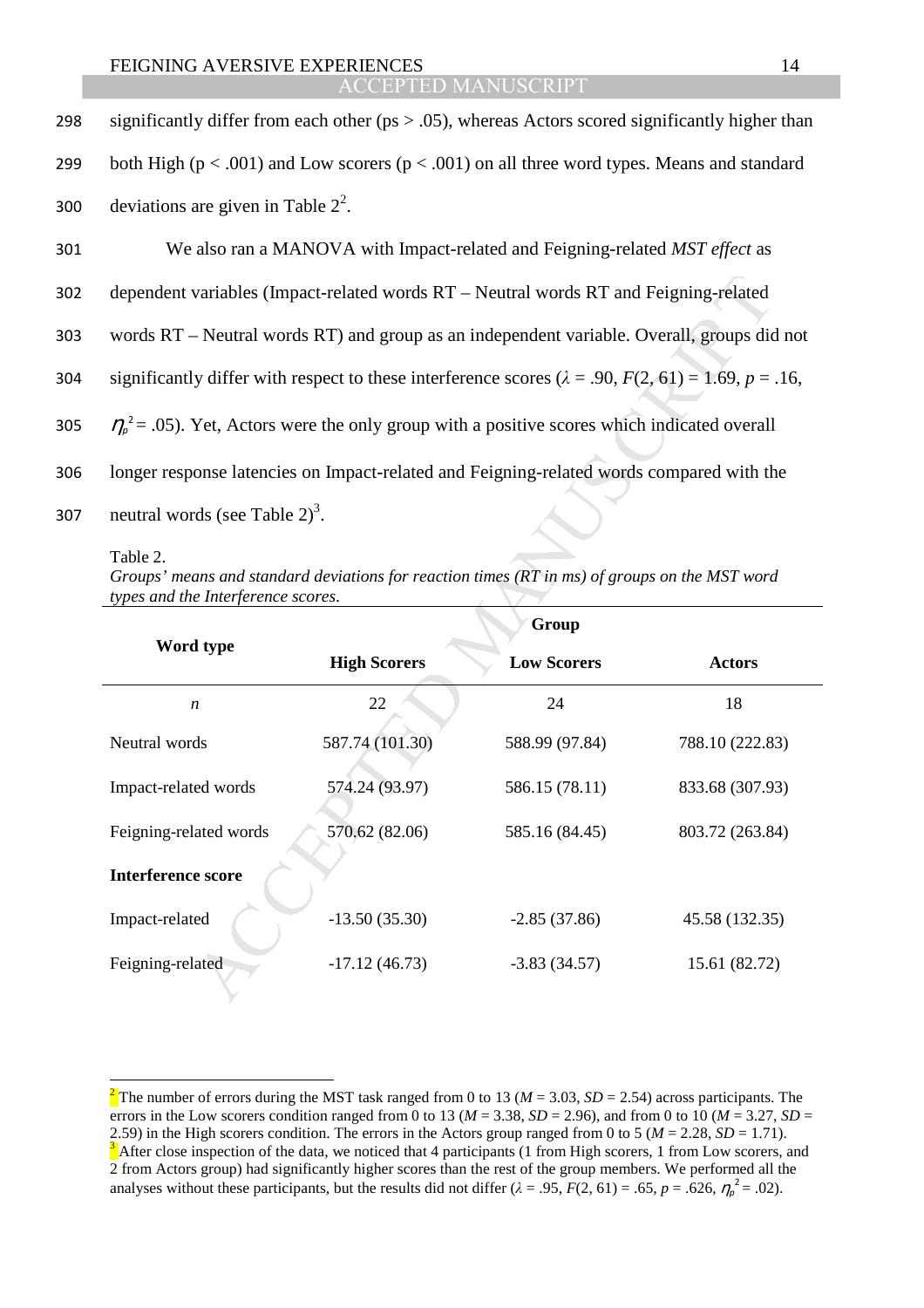significantly differ from each other (ps > .05), whereas Actors scored significantly higher than both High ($p < .001$) and Low scorers ($p < .001$) on all three word types. Means and standard deviations are given in Table 2[2].

We also ran a MANOVA with Impact-related and Feigning-related *MST effect* as dependent variables (Impact-related words RT – Neutral words RT and Feigning-related words RT – Neutral words RT) and group as an independent variable. Overall, groups did not significantly differ with respect to these interference scores ($\lambda = .90$, $F(2, 61) = 1.69$, $p = .16$, $\eta_p^2 = .05$). Yet, Actors were the only group with a positive scores which indicated overall longer response latencies on Impact-related and Feigning-related words compared with the neutral words (see Table 2)[3].

Table 2.
*Groups' means and standard deviations for reaction times (RT in ms) of groups on the MST word types and the Interference scores.*

| Word type | Group | | |
|---|---|---|---|
| | **High Scorers** | **Low Scorers** | **Actors** |
| $n$ | 22 | 24 | 18 |
| Neutral words | 587.74 (101.30) | 588.99 (97.84) | 788.10 (222.83) |
| Impact-related words | 574.24 (93.97) | 586.15 (78.11) | 833.68 (307.93) |
| Feigning-related words | 570.62 (82.06) | 585.16 (84.45) | 803.72 (263.84) |
| **Interference score** | | | |
| Impact-related | -13.50 (35.30) | -2.85 (37.86) | 45.58 (132.35) |
| Feigning-related | -17.12 (46.73) | -3.83 (34.57) | 15.61 (82.72) |

[2] The number of errors during the MST task ranged from 0 to 13 ($M = 3.03$, $SD = 2.54$) across participants. The errors in the Low scorers condition ranged from 0 to 13 ($M = 3.38$, $SD = 2.96$), and from 0 to 10 ($M = 3.27$, $SD = 2.59$) in the High scorers condition. The errors in the Actors group ranged from 0 to 5 ($M = 2.28$, $SD = 1.71$).

[3] After close inspection of the data, we noticed that 4 participants (1 from High scorers, 1 from Low scorers, and 2 from Actors group) had significantly higher scores than the rest of the group members. We performed all the analyses without these participants, but the results did not differ ($\lambda = .95$, $F(2, 61) = .65$, $p = .626$, $\eta_p^2 = .02$).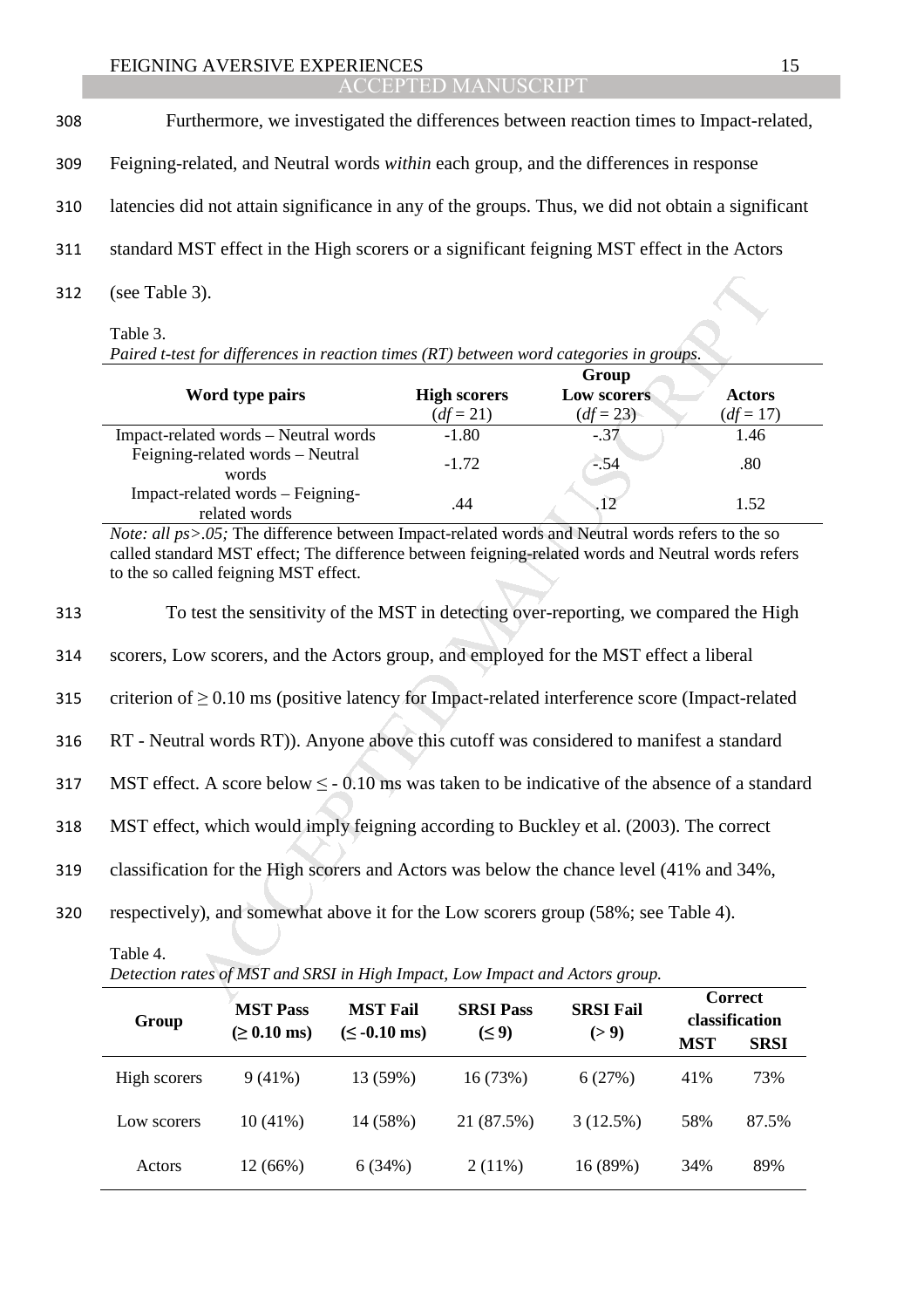Furthermore, we investigated the differences between reaction times to Impact-related, Feigning-related, and Neutral words *within* each group, and the differences in response latencies did not attain significance in any of the groups. Thus, we did not obtain a significant standard MST effect in the High scorers or a significant feigning MST effect in the Actors (see Table 3).

Table 3.
*Paired t-test for differences in reaction times (RT) between word categories in groups.*

| Word type pairs | Group | | |
|---|---|---|---|
| | High scorers ($df = 21$) | Low scorers ($df = 23$) | Actors ($df = 17$) |
| Impact-related words – Neutral words | -1.80 | -.37 | 1.46 |
| Feigning-related words – Neutral words | -1.72 | -.54 | .80 |
| Impact-related words – Feigning-related words | .44 | .12 | 1.52 |

*Note: all ps>.05;* The difference between Impact-related words and Neutral words refers to the so called standard MST effect; The difference between feigning-related words and Neutral words refers to the so called feigning MST effect.

To test the sensitivity of the MST in detecting over-reporting, we compared the High scorers, Low scorers, and the Actors group, and employed for the MST effect a liberal criterion of ≥ 0.10 ms (positive latency for Impact-related interference score (Impact-related RT - Neutral words RT)). Anyone above this cutoff was considered to manifest a standard MST effect. A score below ≤ - 0.10 ms was taken to be indicative of the absence of a standard MST effect, which would imply feigning according to Buckley et al. (2003). The correct classification for the High scorers and Actors was below the chance level (41% and 34%, respectively), and somewhat above it for the Low scorers group (58%; see Table 4).

Table 4.
*Detection rates of MST and SRSI in High Impact, Low Impact and Actors group.*

| Group | MST Pass (≥ 0.10 ms) | MST Fail (≤ -0.10 ms) | SRSI Pass (≤ 9) | SRSI Fail (> 9) | Correct classification | |
|---|---|---|---|---|---|---|
| | | | | | MST | SRSI |
| High scorers | 9 (41%) | 13 (59%) | 16 (73%) | 6 (27%) | 41% | 73% |
| Low scorers | 10 (41%) | 14 (58%) | 21 (87.5%) | 3 (12.5%) | 58% | 87.5% |
| Actors | 12 (66%) | 6 (34%) | 2 (11%) | 16 (89%) | 34% | 89% |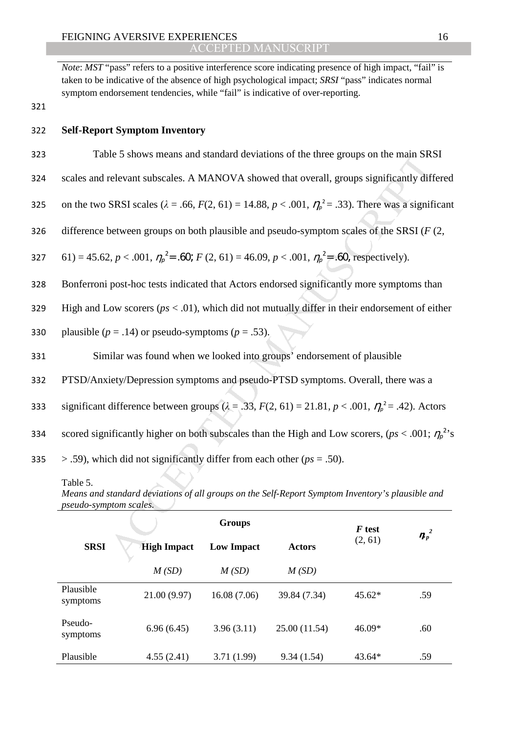*Note*: *MST* "pass" refers to a positive interference score indicating presence of high impact, "fail" is taken to be indicative of the absence of high psychological impact; *SRSI* "pass" indicates normal symptom endorsement tendencies, while "fail" is indicative of over-reporting.

**Self-Report Symptom Inventory**

Table 5 shows means and standard deviations of the three groups on the main SRSI scales and relevant subscales. A MANOVA showed that overall, groups significantly differed on the two SRSI scales ($\lambda = .66$, $F(2, 61) = 14.88$, $p < .001$, $\eta_p^2 = .33$). There was a significant difference between groups on both plausible and pseudo-symptom scales of the SRSI ($F(2, 61) = 45.62$, $p < .001$, $\eta_p^2 = .60$; $F(2, 61) = 46.09$, $p < .001$, $\eta_p^2 = .60$, respectively). Bonferroni post-hoc tests indicated that Actors endorsed significantly more symptoms than High and Low scorers (*ps* < .01), which did not mutually differ in their endorsement of either plausible ($p = .14$) or pseudo-symptoms ($p = .53$).

Similar was found when we looked into groups' endorsement of plausible PTSD/Anxiety/Depression symptoms and pseudo-PTSD symptoms. Overall, there was a significant difference between groups ($\lambda = .33$, $F(2, 61) = 21.81$, $p < .001$, $\eta_p^2 = .42$). Actors scored significantly higher on both subscales than the High and Low scorers, (*ps* < .001; $\eta_p^2$'s > .59), which did not significantly differ from each other (*ps* = .50).

Table 5.
*Means and standard deviations of all groups on the Self-Report Symptom Inventory's plausible and pseudo-symptom scales.*

| SRSI | Groups | | | *F* test (2, 61) | $\eta_p^2$ |
|---|---|---|---|---|---|
| | **High Impact** | **Low Impact** | **Actors** | | |
| | *M (SD)* | *M (SD)* | *M (SD)* | | |
| Plausible symptoms | 21.00 (9.97) | 16.08 (7.06) | 39.84 (7.34) | 45.62* | .59 |
| Pseudo-symptoms | 6.96 (6.45) | 3.96 (3.11) | 25.00 (11.54) | 46.09* | .60 |
| Plausible | 4.55 (2.41) | 3.71 (1.99) | 9.34 (1.54) | 43.64* | .59 |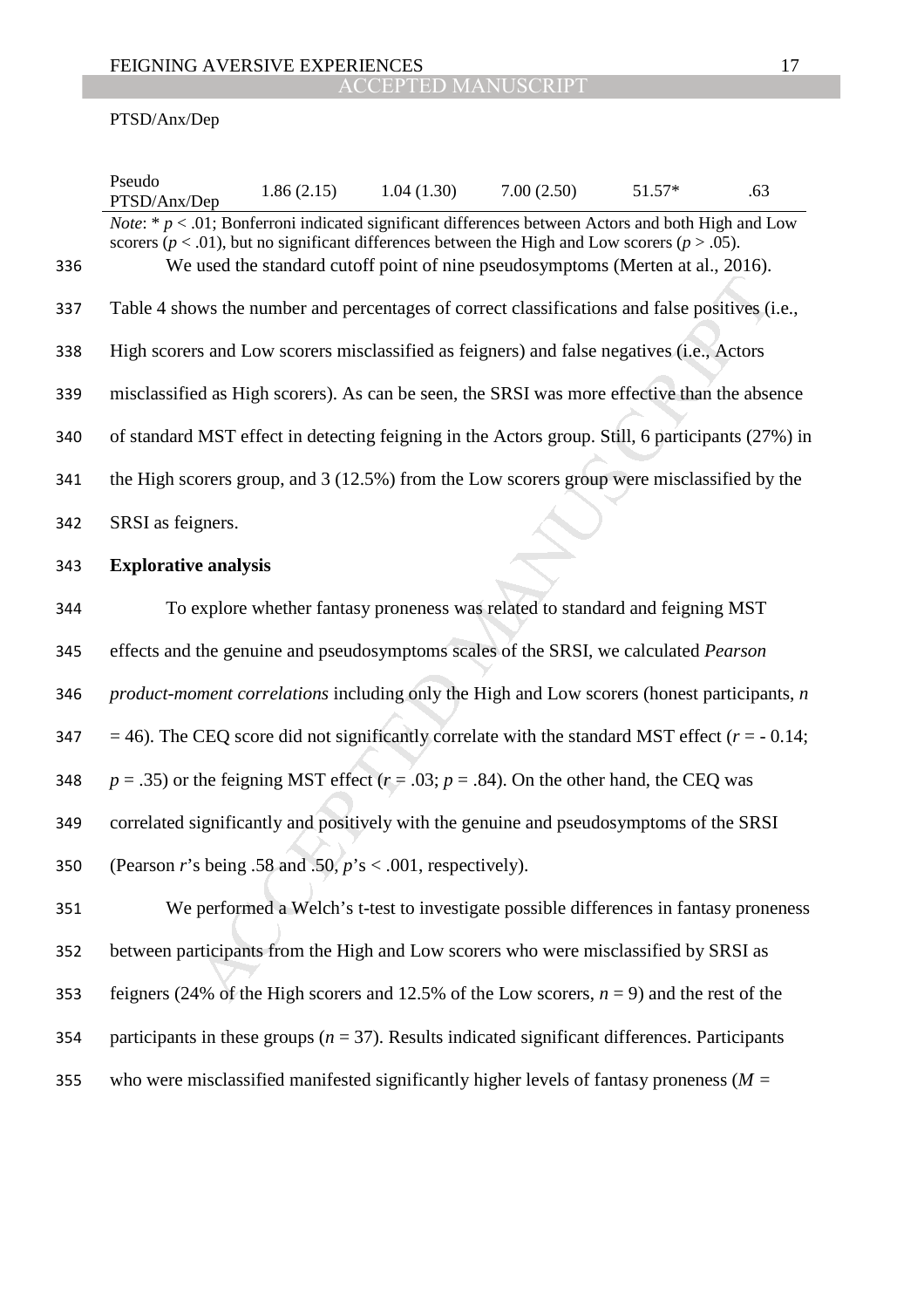PTSD/Anx/Dep

| | | | | | |
|---|---|---|---|---|---|
| Pseudo PTSD/Anx/Dep | 1.86 (2.15) | 1.04 (1.30) | 7.00 (2.50) | 51.57* | .63 |

*Note*: * $p < .01$; Bonferroni indicated significant differences between Actors and both High and Low scorers ($p < .01$), but no significant differences between the High and Low scorers ($p > .05$).

We used the standard cutoff point of nine pseudosymptoms (Merten at al., 2016). Table 4 shows the number and percentages of correct classifications and false positives (i.e., High scorers and Low scorers misclassified as feigners) and false negatives (i.e., Actors misclassified as High scorers). As can be seen, the SRSI was more effective than the absence of standard MST effect in detecting feigning in the Actors group. Still, 6 participants (27%) in the High scorers group, and 3 (12.5%) from the Low scorers group were misclassified by the SRSI as feigners.

**Explorative analysis**

To explore whether fantasy proneness was related to standard and feigning MST effects and the genuine and pseudosymptoms scales of the SRSI, we calculated *Pearson product-moment correlations* including only the High and Low scorers (honest participants, $n = 46$). The CEQ score did not significantly correlate with the standard MST effect ($r = -0.14$; $p = .35$) or the feigning MST effect ($r = .03$; $p = .84$). On the other hand, the CEQ was correlated significantly and positively with the genuine and pseudosymptoms of the SRSI (Pearson $r$'s being .58 and .50, $p$'s < .001, respectively).

We performed a Welch's t-test to investigate possible differences in fantasy proneness between participants from the High and Low scorers who were misclassified by SRSI as feigners (24% of the High scorers and 12.5% of the Low scorers, $n = 9$) and the rest of the participants in these groups ($n = 37$). Results indicated significant differences. Participants who were misclassified manifested significantly higher levels of fantasy proneness ($M =$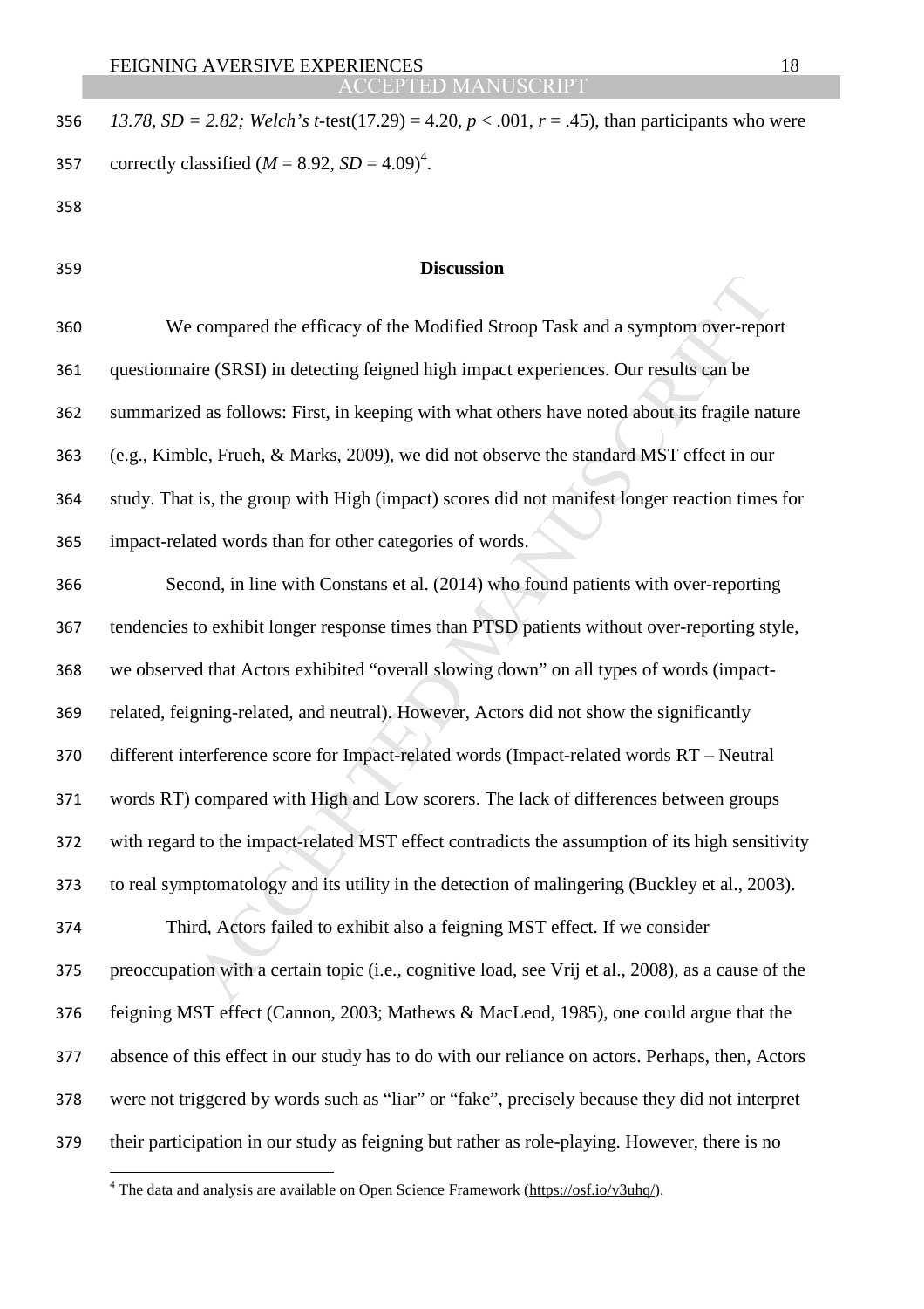13.78, SD = 2.82; Welch's t-test(17.29) = 4.20, $p < .001$, $r = .45$), than participants who were correctly classified ($M = 8.92$, $SD = 4.09$)[4].

## Discussion

We compared the efficacy of the Modified Stroop Task and a symptom over-report questionnaire (SRSI) in detecting feigned high impact experiences. Our results can be summarized as follows: First, in keeping with what others have noted about its fragile nature (e.g., Kimble, Frueh, & Marks, 2009), we did not observe the standard MST effect in our study. That is, the group with High (impact) scores did not manifest longer reaction times for impact-related words than for other categories of words.

Second, in line with Constans et al. (2014) who found patients with over-reporting tendencies to exhibit longer response times than PTSD patients without over-reporting style, we observed that Actors exhibited "overall slowing down" on all types of words (impact-related, feigning-related, and neutral). However, Actors did not show the significantly different interference score for Impact-related words (Impact-related words RT – Neutral words RT) compared with High and Low scorers. The lack of differences between groups with regard to the impact-related MST effect contradicts the assumption of its high sensitivity to real symptomatology and its utility in the detection of malingering (Buckley et al., 2003).

Third, Actors failed to exhibit also a feigning MST effect. If we consider preoccupation with a certain topic (i.e., cognitive load, see Vrij et al., 2008), as a cause of the feigning MST effect (Cannon, 2003; Mathews & MacLeod, 1985), one could argue that the absence of this effect in our study has to do with our reliance on actors. Perhaps, then, Actors were not triggered by words such as "liar" or "fake", precisely because they did not interpret their participation in our study as feigning but rather as role-playing. However, there is no

[4] The data and analysis are available on Open Science Framework (https://osf.io/v3uhq/).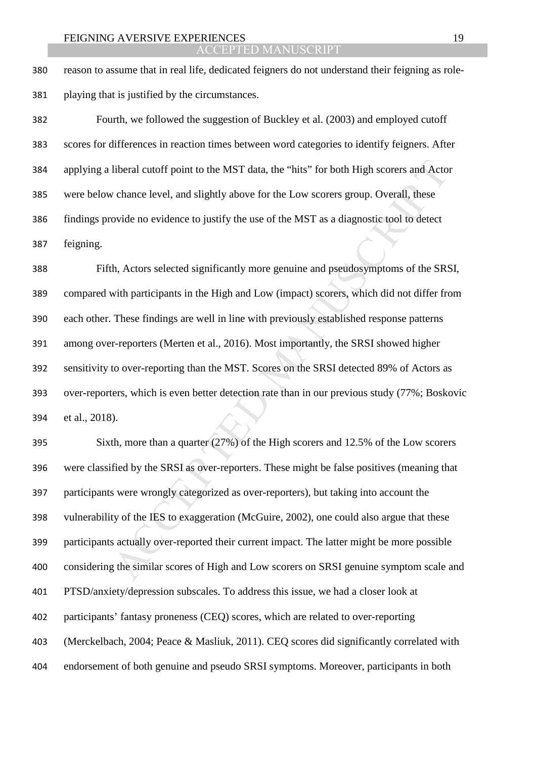reason to assume that in real life, dedicated feigners do not understand their feigning as role-playing that is justified by the circumstances.

Fourth, we followed the suggestion of Buckley et al. (2003) and employed cutoff scores for differences in reaction times between word categories to identify feigners. After applying a liberal cutoff point to the MST data, the "hits" for both High scorers and Actor were below chance level, and slightly above for the Low scorers group. Overall, these findings provide no evidence to justify the use of the MST as a diagnostic tool to detect feigning.

Fifth, Actors selected significantly more genuine and pseudosymptoms of the SRSI, compared with participants in the High and Low (impact) scorers, which did not differ from each other. These findings are well in line with previously established response patterns among over-reporters (Merten et al., 2016). Most importantly, the SRSI showed higher sensitivity to over-reporting than the MST. Scores on the SRSI detected 89% of Actors as over-reporters, which is even better detection rate than in our previous study (77%; Boskovic et al., 2018).

Sixth, more than a quarter (27%) of the High scorers and 12.5% of the Low scorers were classified by the SRSI as over-reporters. These might be false positives (meaning that participants were wrongly categorized as over-reporters), but taking into account the vulnerability of the IES to exaggeration (McGuire, 2002), one could also argue that these participants actually over-reported their current impact. The latter might be more possible considering the similar scores of High and Low scorers on SRSI genuine symptom scale and PTSD/anxiety/depression subscales. To address this issue, we had a closer look at participants' fantasy proneness (CEQ) scores, which are related to over-reporting (Merckelbach, 2004; Peace & Masliuk, 2011). CEQ scores did significantly correlated with endorsement of both genuine and pseudo SRSI symptoms. Moreover, participants in both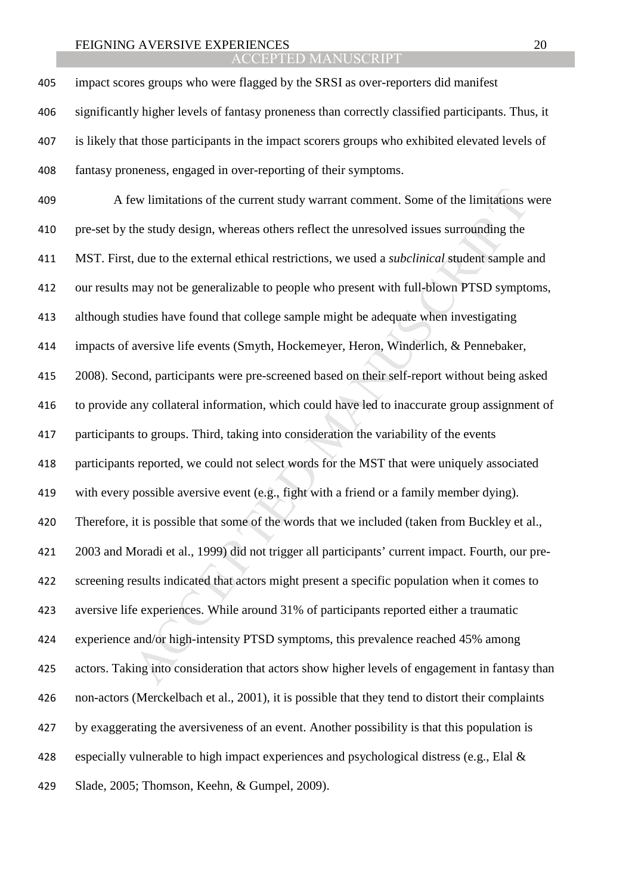impact scores groups who were flagged by the SRSI as over-reporters did manifest significantly higher levels of fantasy proneness than correctly classified participants. Thus, it is likely that those participants in the impact scorers groups who exhibited elevated levels of fantasy proneness, engaged in over-reporting of their symptoms.

A few limitations of the current study warrant comment. Some of the limitations were pre-set by the study design, whereas others reflect the unresolved issues surrounding the MST. First, due to the external ethical restrictions, we used a *subclinical* student sample and our results may not be generalizable to people who present with full-blown PTSD symptoms, although studies have found that college sample might be adequate when investigating impacts of aversive life events (Smyth, Hockemeyer, Heron, Winderlich, & Pennebaker, 2008). Second, participants were pre-screened based on their self-report without being asked to provide any collateral information, which could have led to inaccurate group assignment of participants to groups. Third, taking into consideration the variability of the events participants reported, we could not select words for the MST that were uniquely associated with every possible aversive event (e.g., fight with a friend or a family member dying). Therefore, it is possible that some of the words that we included (taken from Buckley et al., 2003 and Moradi et al., 1999) did not trigger all participants' current impact. Fourth, our pre-screening results indicated that actors might present a specific population when it comes to aversive life experiences. While around 31% of participants reported either a traumatic experience and/or high-intensity PTSD symptoms, this prevalence reached 45% among actors. Taking into consideration that actors show higher levels of engagement in fantasy than non-actors (Merckelbach et al., 2001), it is possible that they tend to distort their complaints by exaggerating the aversiveness of an event. Another possibility is that this population is especially vulnerable to high impact experiences and psychological distress (e.g., Elal & Slade, 2005; Thomson, Keehn, & Gumpel, 2009).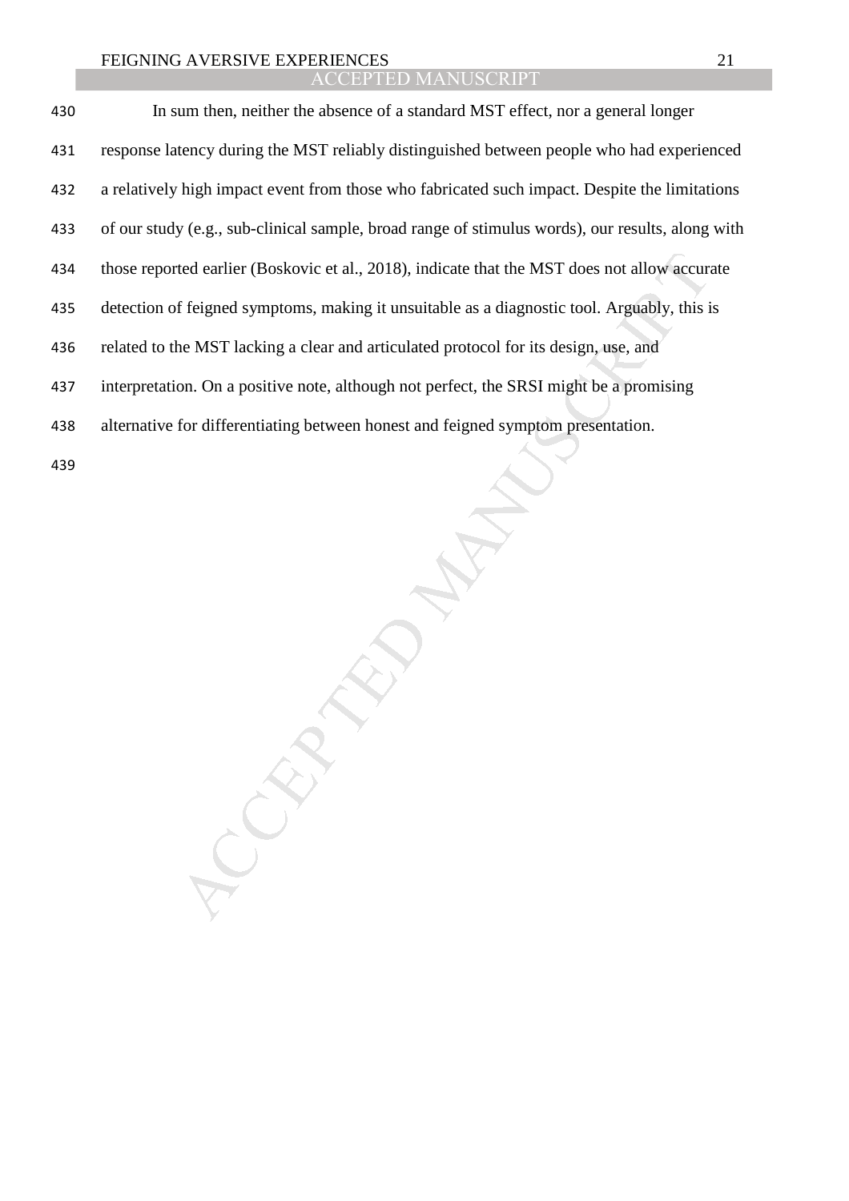In sum then, neither the absence of a standard MST effect, nor a general longer response latency during the MST reliably distinguished between people who had experienced a relatively high impact event from those who fabricated such impact. Despite the limitations of our study (e.g., sub-clinical sample, broad range of stimulus words), our results, along with those reported earlier (Boskovic et al., 2018), indicate that the MST does not allow accurate detection of feigned symptoms, making it unsuitable as a diagnostic tool. Arguably, this is related to the MST lacking a clear and articulated protocol for its design, use, and interpretation. On a positive note, although not perfect, the SRSI might be a promising alternative for differentiating between honest and feigned symptom presentation.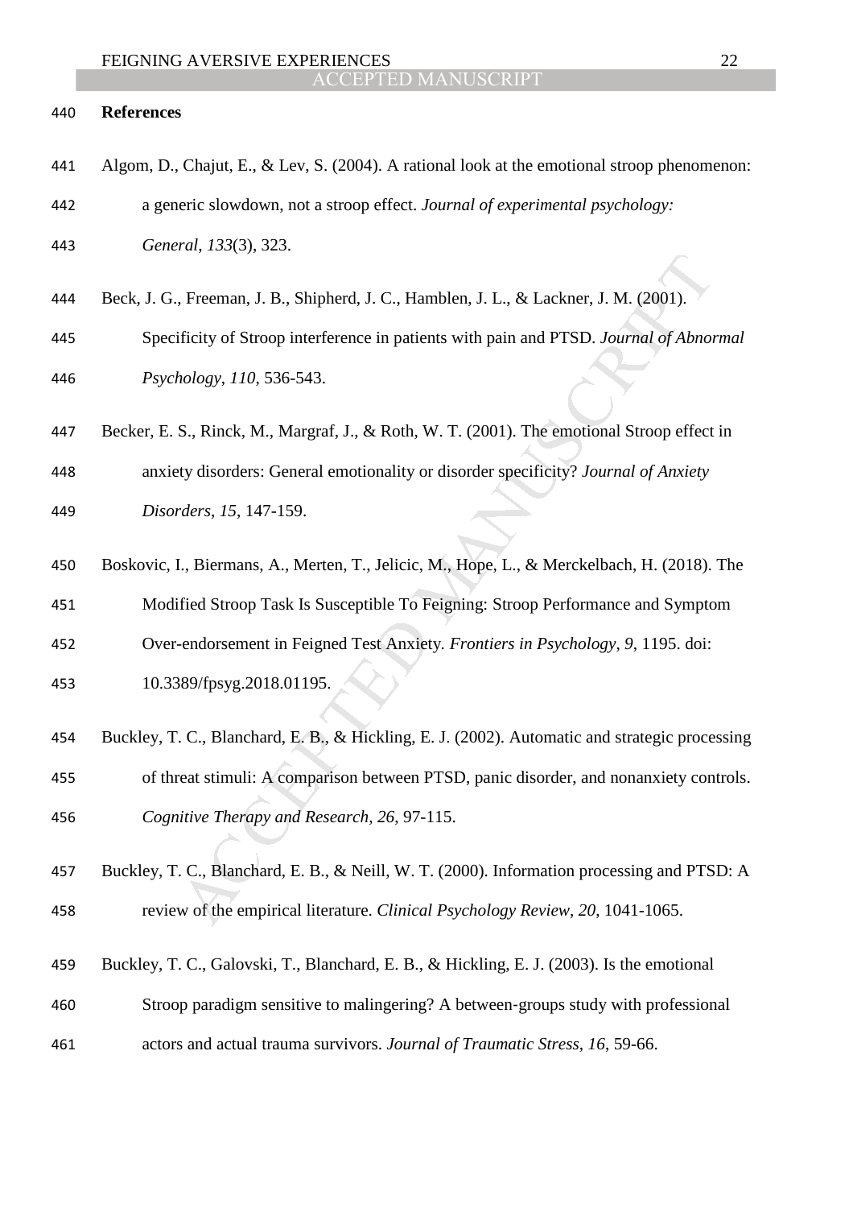**References**

Algom, D., Chajut, E., & Lev, S. (2004). A rational look at the emotional stroop phenomenon: a generic slowdown, not a stroop effect. *Journal of experimental psychology: General*, *133*(3), 323.

Beck, J. G., Freeman, J. B., Shipherd, J. C., Hamblen, J. L., & Lackner, J. M. (2001). Specificity of Stroop interference in patients with pain and PTSD. *Journal of Abnormal Psychology*, *110*, 536-543.

Becker, E. S., Rinck, M., Margraf, J., & Roth, W. T. (2001). The emotional Stroop effect in anxiety disorders: General emotionality or disorder specificity? *Journal of Anxiety Disorders*, *15*, 147-159.

Boskovic, I., Biermans, A., Merten, T., Jelicic, M., Hope, L., & Merckelbach, H. (2018). The Modified Stroop Task Is Susceptible To Feigning: Stroop Performance and Symptom Over-endorsement in Feigned Test Anxiety. *Frontiers in Psychology*, *9*, 1195. doi: 10.3389/fpsyg.2018.01195.

Buckley, T. C., Blanchard, E. B., & Hickling, E. J. (2002). Automatic and strategic processing of threat stimuli: A comparison between PTSD, panic disorder, and nonanxiety controls. *Cognitive Therapy and Research*, *26*, 97-115.

Buckley, T. C., Blanchard, E. B., & Neill, W. T. (2000). Information processing and PTSD: A review of the empirical literature. *Clinical Psychology Review*, *20*, 1041-1065.

Buckley, T. C., Galovski, T., Blanchard, E. B., & Hickling, E. J. (2003). Is the emotional Stroop paradigm sensitive to malingering? A between-groups study with professional actors and actual trauma survivors. *Journal of Traumatic Stress*, *16*, 59-66.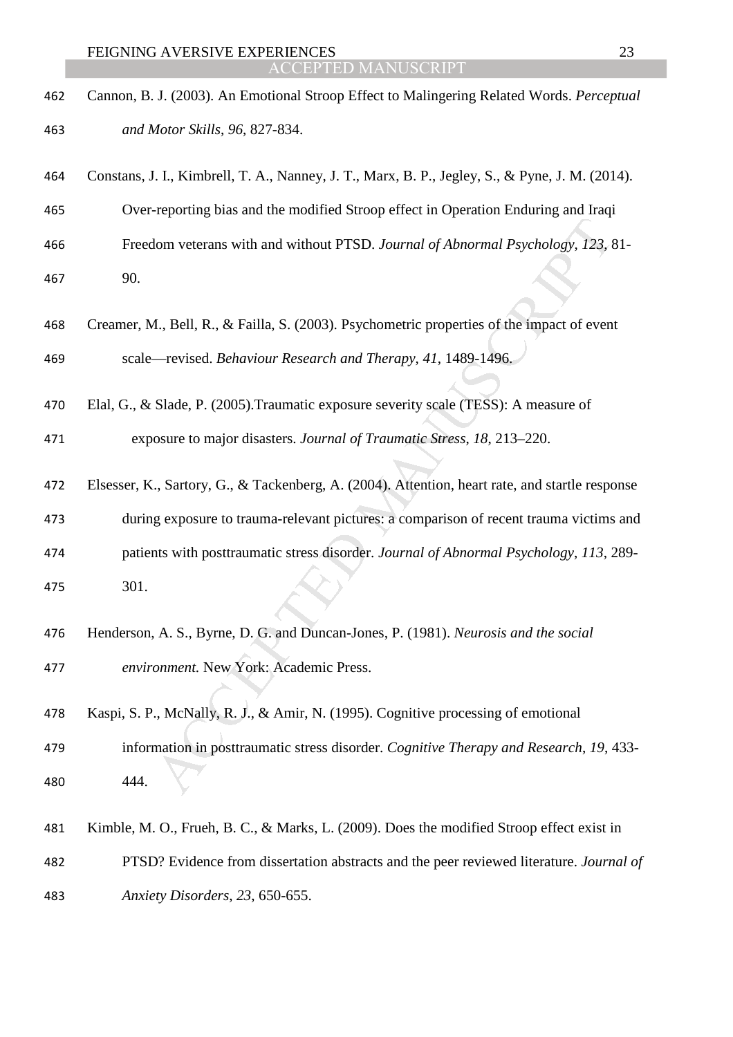Cannon, B. J. (2003). An Emotional Stroop Effect to Malingering Related Words. *Perceptual and Motor Skills*, *96*, 827-834.

Constans, J. I., Kimbrell, T. A., Nanney, J. T., Marx, B. P., Jegley, S., & Pyne, J. M. (2014). Over-reporting bias and the modified Stroop effect in Operation Enduring and Iraqi Freedom veterans with and without PTSD. *Journal of Abnormal Psychology*, *123*, 81-90.

Creamer, M., Bell, R., & Failla, S. (2003). Psychometric properties of the impact of event scale—revised. *Behaviour Research and Therapy*, *41*, 1489-1496.

Elal, G., & Slade, P. (2005).Traumatic exposure severity scale (TESS): A measure of exposure to major disasters. *Journal of Traumatic Stress*, *18*, 213–220.

Elsesser, K., Sartory, G., & Tackenberg, A. (2004). Attention, heart rate, and startle response during exposure to trauma-relevant pictures: a comparison of recent trauma victims and patients with posttraumatic stress disorder. *Journal of Abnormal Psychology*, *113*, 289-301.

Henderson, A. S., Byrne, D. G. and Duncan-Jones, P. (1981). *Neurosis and the social environment.* New York: Academic Press.

Kaspi, S. P., McNally, R. J., & Amir, N. (1995). Cognitive processing of emotional information in posttraumatic stress disorder. *Cognitive Therapy and Research*, *19*, 433-444.

Kimble, M. O., Frueh, B. C., & Marks, L. (2009). Does the modified Stroop effect exist in PTSD? Evidence from dissertation abstracts and the peer reviewed literature. *Journal of Anxiety Disorders*, *23*, 650-655.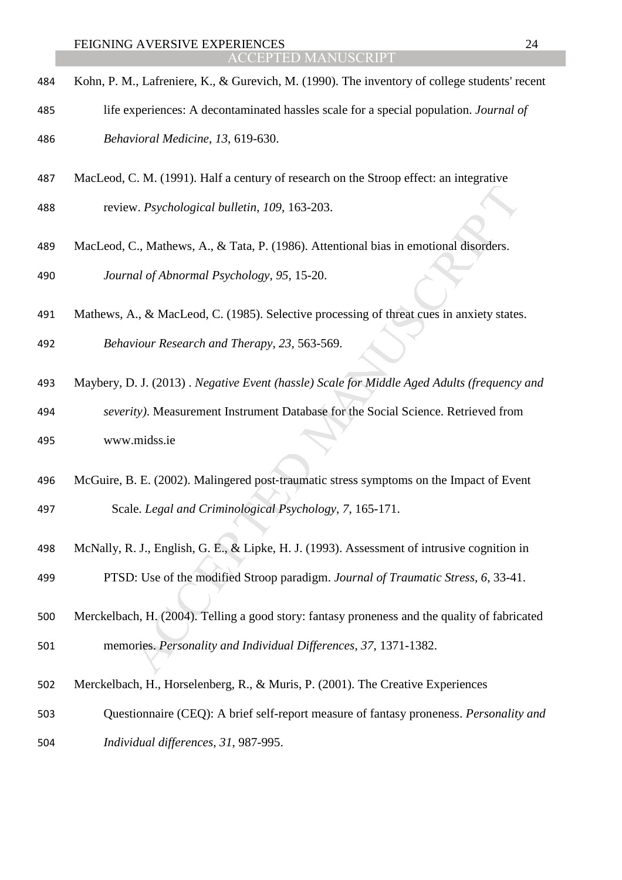Kohn, P. M., Lafreniere, K., & Gurevich, M. (1990). The inventory of college students' recent life experiences: A decontaminated hassles scale for a special population. *Journal of Behavioral Medicine*, *13*, 619-630.

MacLeod, C. M. (1991). Half a century of research on the Stroop effect: an integrative review. *Psychological bulletin*, *109*, 163-203.

MacLeod, C., Mathews, A., & Tata, P. (1986). Attentional bias in emotional disorders. *Journal of Abnormal Psychology*, *95*, 15-20.

Mathews, A., & MacLeod, C. (1985). Selective processing of threat cues in anxiety states. *Behaviour Research and Therapy*, *23*, 563-569.

Maybery, D. J. (2013) . *Negative Event (hassle) Scale for Middle Aged Adults (frequency and severity).* Measurement Instrument Database for the Social Science. Retrieved from www.midss.ie

McGuire, B. E. (2002). Malingered post-traumatic stress symptoms on the Impact of Event Scale. *Legal and Criminological Psychology*, *7*, 165-171.

McNally, R. J., English, G. E., & Lipke, H. J. (1993). Assessment of intrusive cognition in PTSD: Use of the modified Stroop paradigm. *Journal of Traumatic Stress*, *6*, 33-41.

Merckelbach, H. (2004). Telling a good story: fantasy proneness and the quality of fabricated memories. *Personality and Individual Differences*, *37*, 1371-1382.

Merckelbach, H., Horselenberg, R., & Muris, P. (2001). The Creative Experiences Questionnaire (CEQ): A brief self-report measure of fantasy proneness. *Personality and Individual differences*, *31*, 987-995.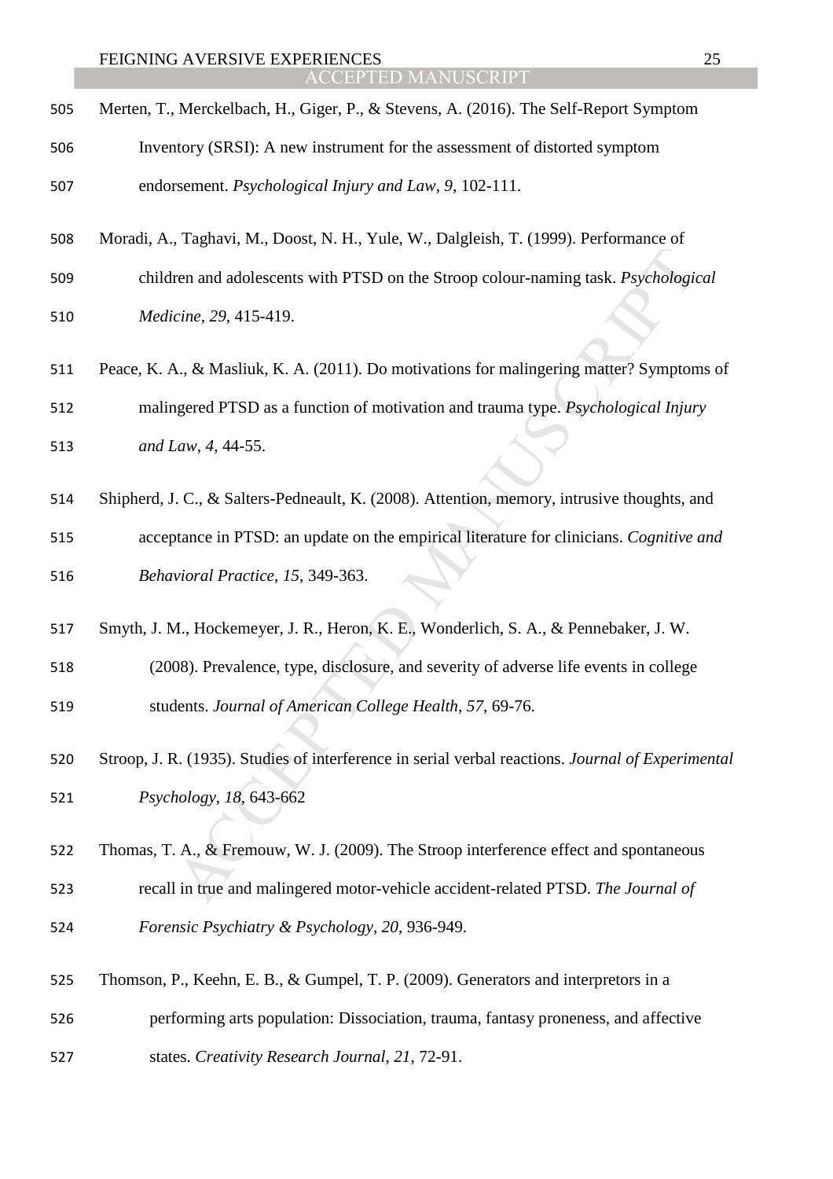Merten, T., Merckelbach, H., Giger, P., & Stevens, A. (2016). The Self-Report Symptom Inventory (SRSI): A new instrument for the assessment of distorted symptom endorsement. *Psychological Injury and Law*, *9*, 102-111.

Moradi, A., Taghavi, M., Doost, N. H., Yule, W., Dalgleish, T. (1999). Performance of children and adolescents with PTSD on the Stroop colour-naming task. *Psychological Medicine*, *29*, 415-419.

Peace, K. A., & Masliuk, K. A. (2011). Do motivations for malingering matter? Symptoms of malingered PTSD as a function of motivation and trauma type. *Psychological Injury and Law*, *4*, 44-55.

Shipherd, J. C., & Salters-Pedneault, K. (2008). Attention, memory, intrusive thoughts, and acceptance in PTSD: an update on the empirical literature for clinicians. *Cognitive and Behavioral Practice*, *15*, 349-363.

Smyth, J. M., Hockemeyer, J. R., Heron, K. E., Wonderlich, S. A., & Pennebaker, J. W. (2008). Prevalence, type, disclosure, and severity of adverse life events in college students. *Journal of American College Health*, *57*, 69-76.

Stroop, J. R. (1935). Studies of interference in serial verbal reactions. *Journal of Experimental Psychology*, *18*, 643-662

Thomas, T. A., & Fremouw, W. J. (2009). The Stroop interference effect and spontaneous recall in true and malingered motor-vehicle accident-related PTSD. *The Journal of Forensic Psychiatry & Psychology*, *20*, 936-949.

Thomson, P., Keehn, E. B., & Gumpel, T. P. (2009). Generators and interpretors in a performing arts population: Dissociation, trauma, fantasy proneness, and affective states. *Creativity Research Journal*, *21*, 72-91.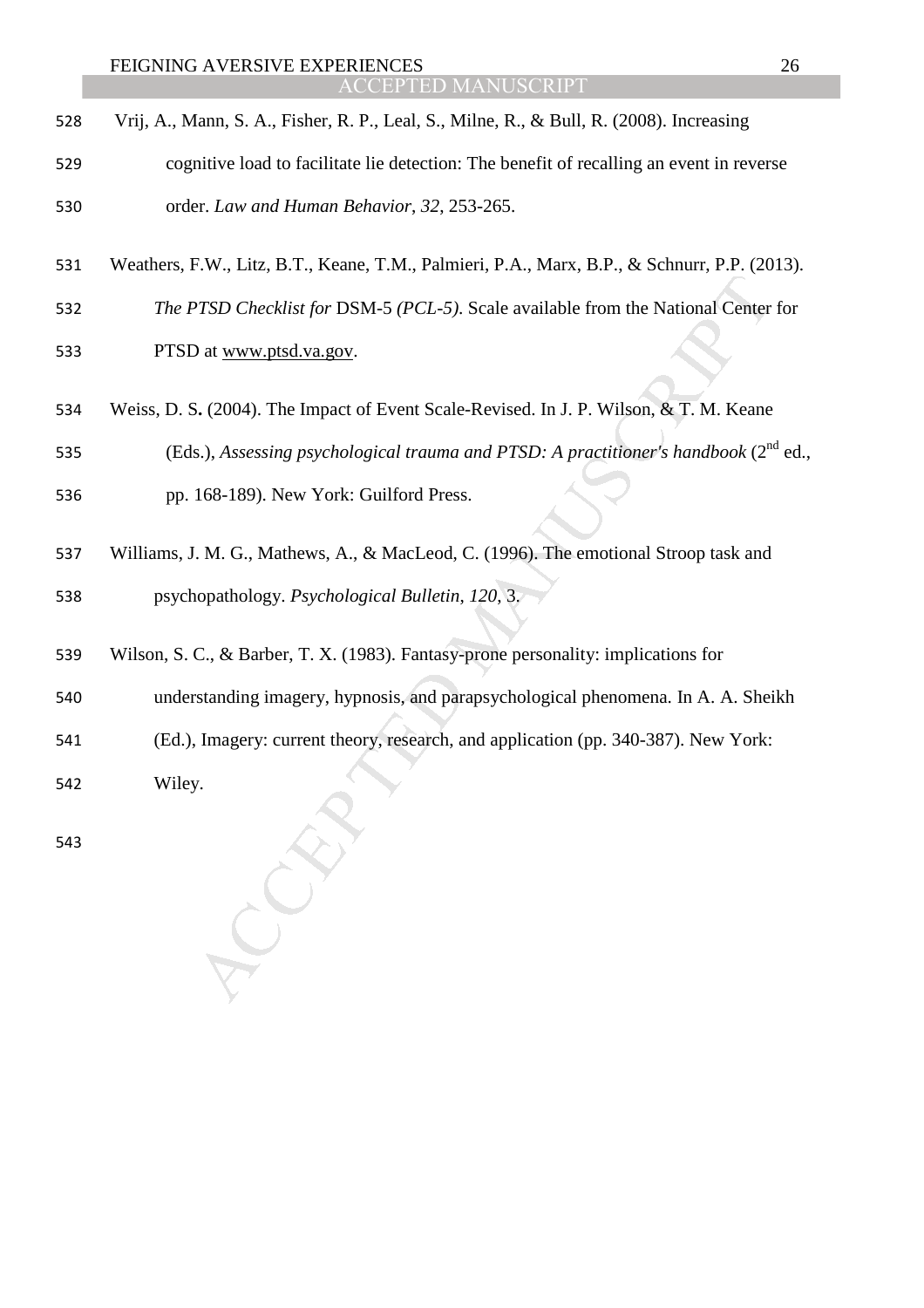Vrij, A., Mann, S. A., Fisher, R. P., Leal, S., Milne, R., & Bull, R. (2008). Increasing cognitive load to facilitate lie detection: The benefit of recalling an event in reverse order. *Law and Human Behavior*, *32*, 253-265.

Weathers, F.W., Litz, B.T., Keane, T.M., Palmieri, P.A., Marx, B.P., & Schnurr, P.P. (2013). *The PTSD Checklist for* DSM-5 *(PCL-5)*. Scale available from the National Center for PTSD at www.ptsd.va.gov.

Weiss, D. S**.** (2004). The Impact of Event Scale-Revised. In J. P. Wilson, & T. M. Keane (Eds.), *Assessing psychological trauma and PTSD: A practitioner's handbook* (2nd ed., pp. 168-189). New York: Guilford Press.

Williams, J. M. G., Mathews, A., & MacLeod, C. (1996). The emotional Stroop task and psychopathology. *Psychological Bulletin*, *120*, 3.

Wilson, S. C., & Barber, T. X. (1983). Fantasy-prone personality: implications for understanding imagery, hypnosis, and parapsychological phenomena. In A. A. Sheikh (Ed.), Imagery: current theory, research, and application (pp. 340-387). New York: Wiley.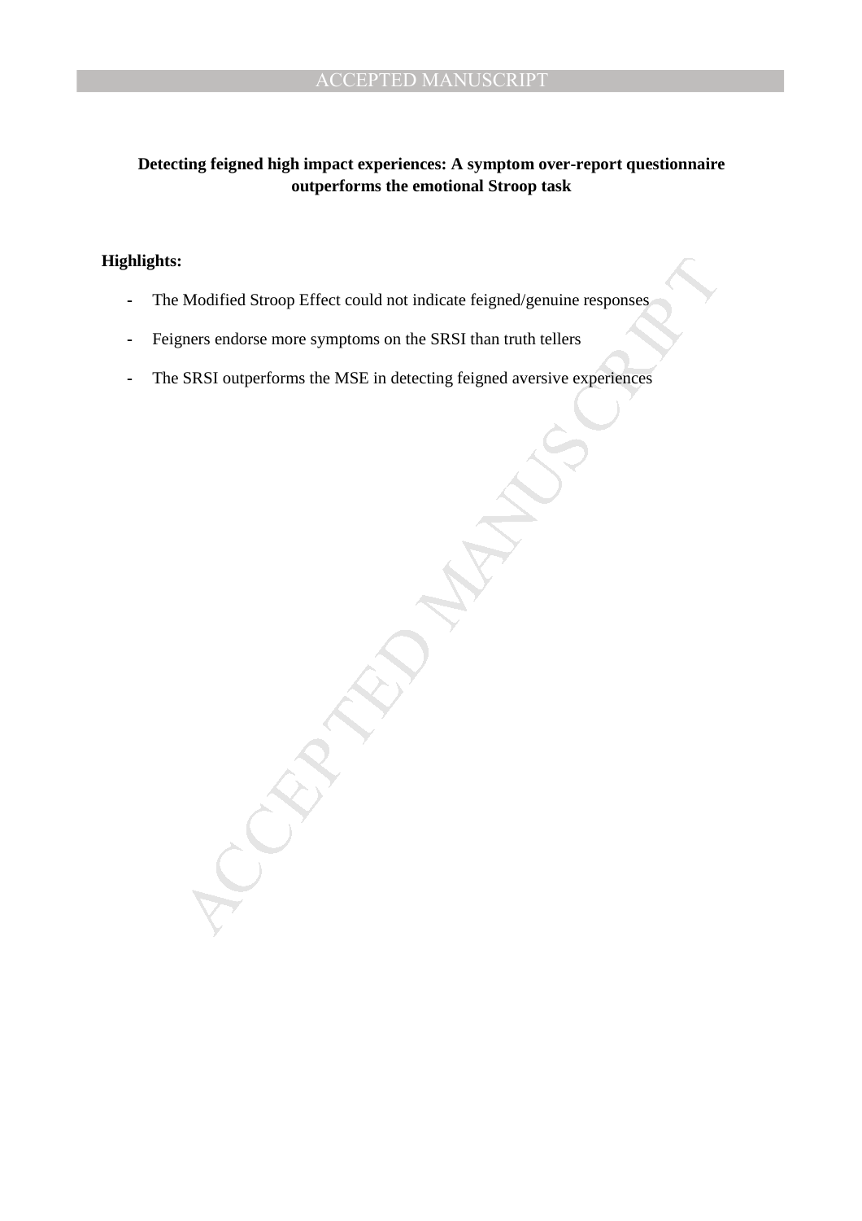**Detecting feigned high impact experiences: A symptom over-report questionnaire outperforms the emotional Stroop task**

**Highlights:**

- The Modified Stroop Effect could not indicate feigned/genuine responses
- Feigners endorse more symptoms on the SRSI than truth tellers
- The SRSI outperforms the MSE in detecting feigned aversive experiences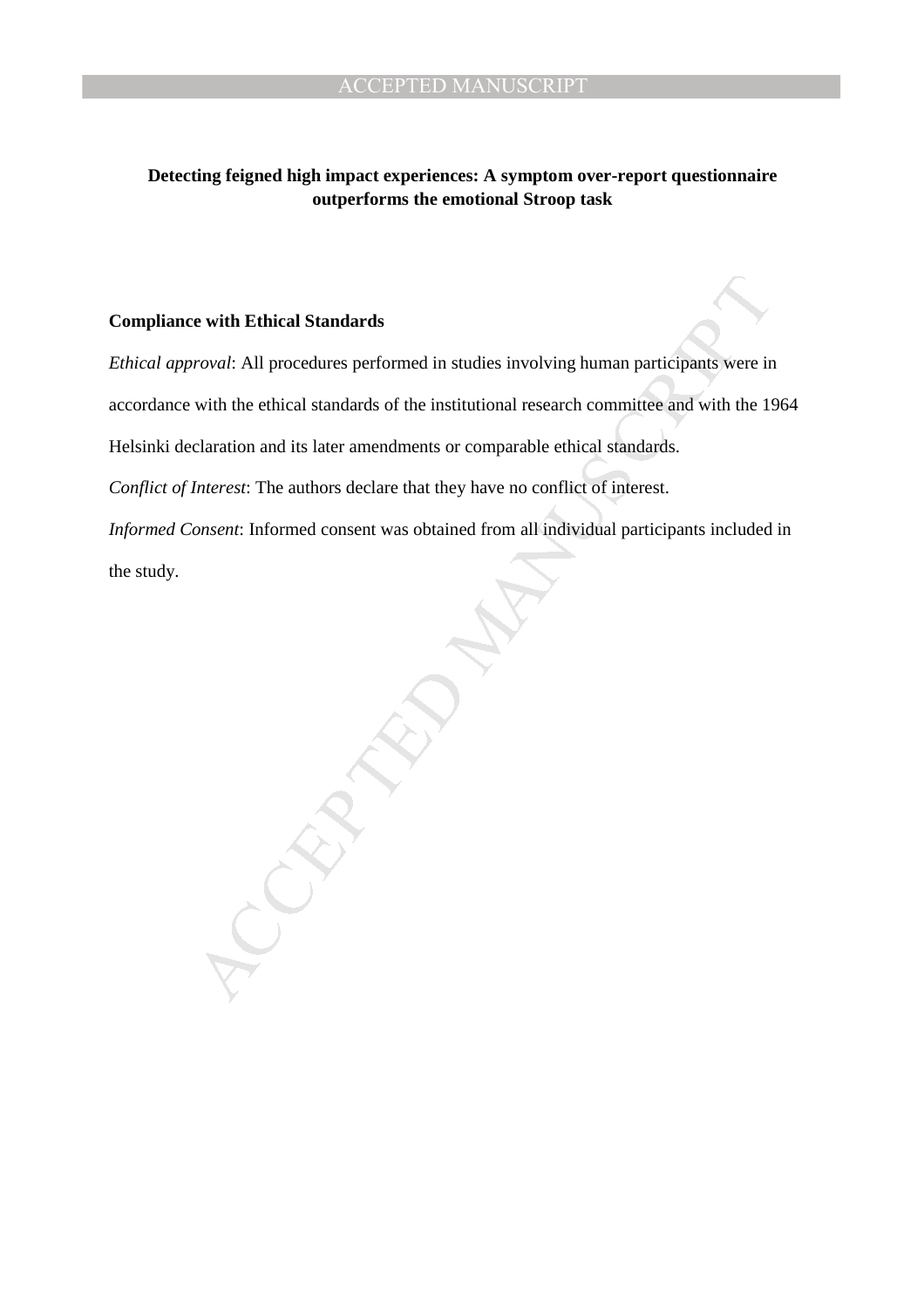**Detecting feigned high impact experiences: A symptom over-report questionnaire outperforms the emotional Stroop task**

**Compliance with Ethical Standards**

*Ethical approval*: All procedures performed in studies involving human participants were in accordance with the ethical standards of the institutional research committee and with the 1964 Helsinki declaration and its later amendments or comparable ethical standards.

*Conflict of Interest*: The authors declare that they have no conflict of interest.

*Informed Consent*: Informed consent was obtained from all individual participants included in the study.